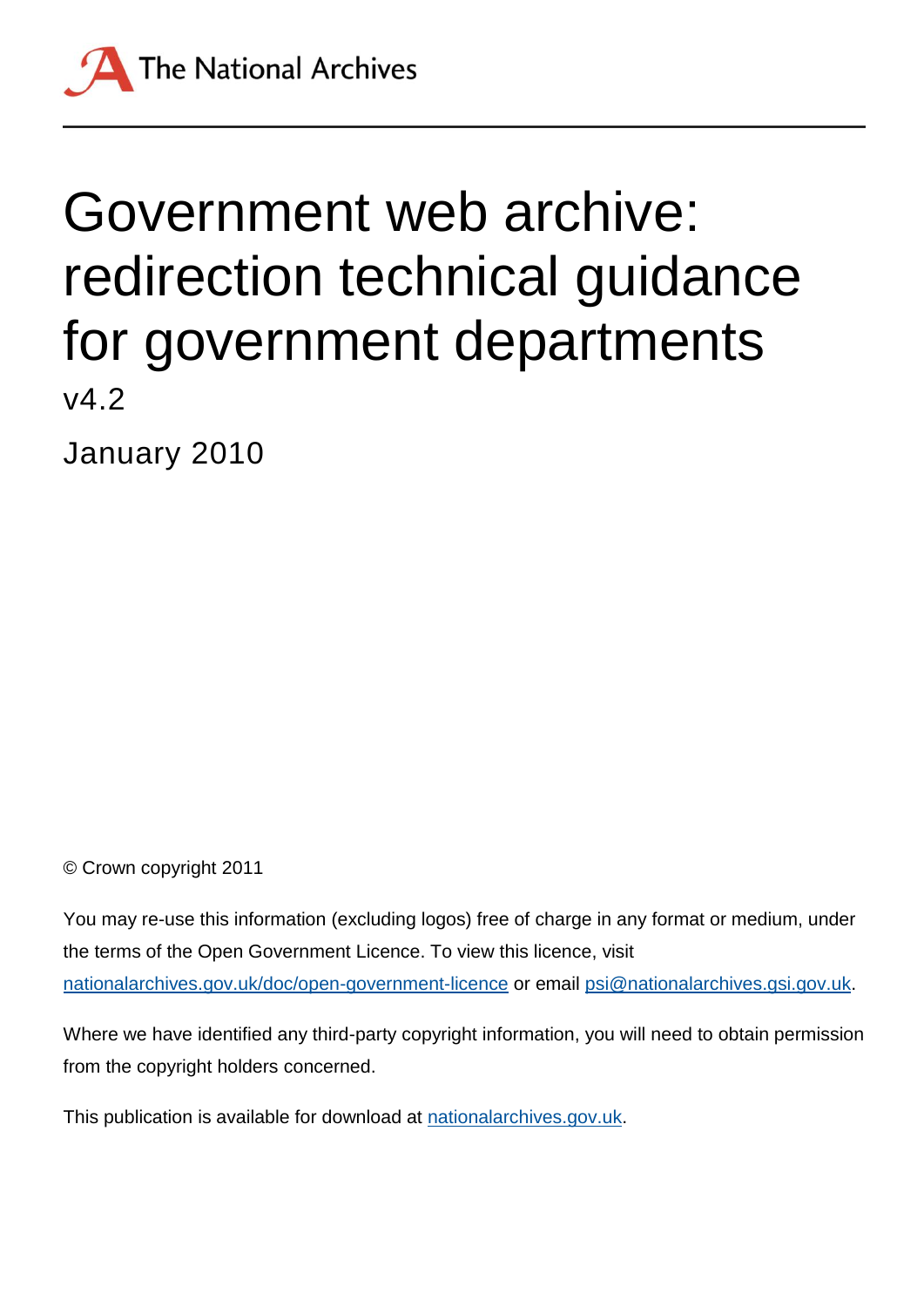The National Archives

# Government web archive: redirection technical guidance for government departments

v4.2

January 2010

© Crown copyright 2011

You may re-use this information (excluding logos) free of charge in any format or medium, under the terms of the Open Government Licence. To view this licence, visit [nationalarchives.gov.uk/doc/open-government-licence](nationalarchives.gov.uk/doc/open-government-licence) or email [psi@nationalarchives.gsi.gov.uk](mailto:psi@nationalarchives.gsi.gov.uk).

Where we have identified any third-party copyright information, you will need to obtain permission from the copyright holders concerned.

This publication is available for download at [nationalarchives.gov.uk](nationalarchives.gov.uk).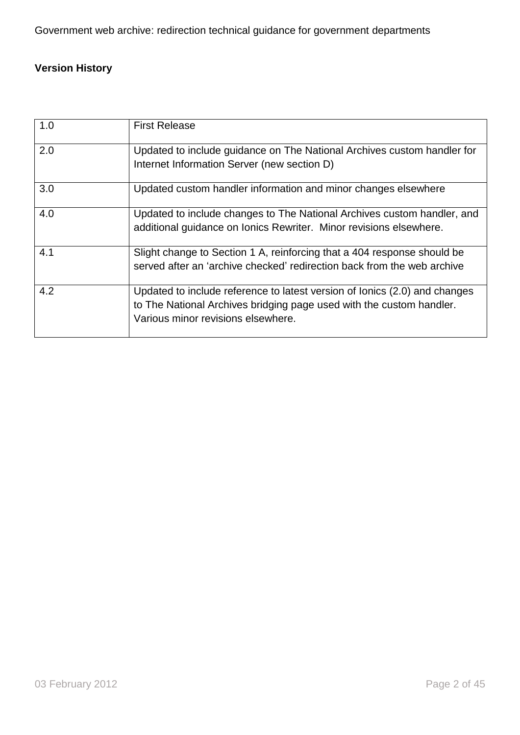**Version History**

| | |
|---|---|
| 1.0 | First Release |
| 2.0 | Updated to include guidance on The National Archives custom handler for Internet Information Server (new section D) |
| 3.0 | Updated custom handler information and minor changes elsewhere |
| 4.0 | Updated to include changes to The National Archives custom handler, and additional guidance on Ionics Rewriter. Minor revisions elsewhere. |
| 4.1 | Slight change to Section 1 A, reinforcing that a 404 response should be served after an 'archive checked' redirection back from the web archive |
| 4.2 | Updated to include reference to latest version of Ionics (2.0) and changes to The National Archives bridging page used with the custom handler. Various minor revisions elsewhere. |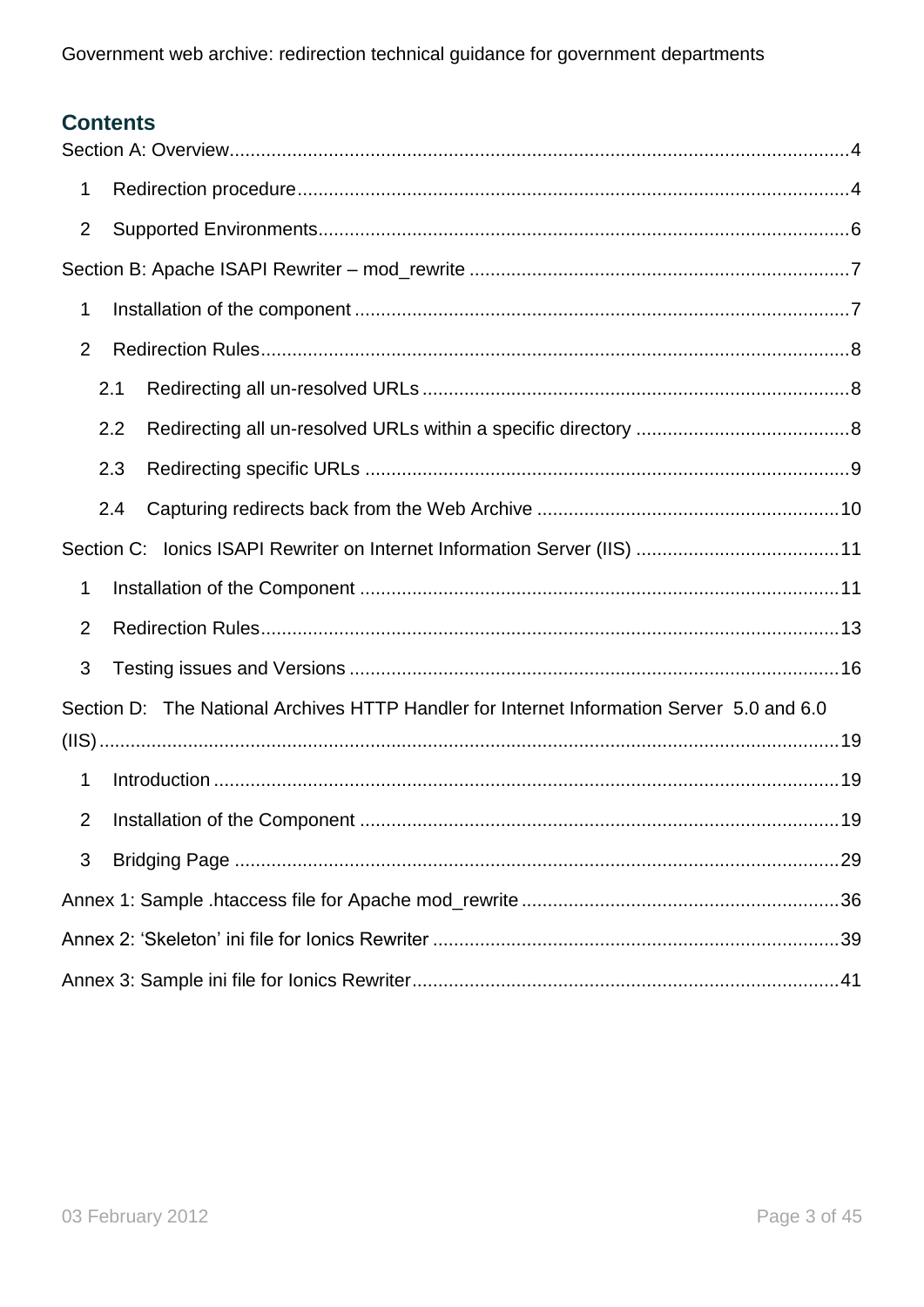## Contents

Section A: Overview....................................................................................................................4

1 Redirection procedure.........................................................................................................4

2 Supported Environments.....................................................................................................6

Section B: Apache ISAPI Rewriter – mod_rewrite .........................................................................7

1 Installation of the component ..............................................................................................7

2 Redirection Rules................................................................................................................8

2.1 Redirecting all un-resolved URLs .................................................................................8

2.2 Redirecting all un-resolved URLs within a specific directory .........................................8

2.3 Redirecting specific URLs ............................................................................................9

2.4 Capturing redirects back from the Web Archive ..........................................................10

Section C: Ionics ISAPI Rewriter on Internet Information Server (IIS) .......................................11

1 Installation of the Component ...........................................................................................11

2 Redirection Rules..............................................................................................................13

3 Testing issues and Versions .............................................................................................16

Section D: The National Archives HTTP Handler for Internet Information Server 5.0 and 6.0 (IIS)..............................................................................................................................................19

1 Introduction .......................................................................................................................19

2 Installation of the Component ...........................................................................................19

3 Bridging Page ...................................................................................................................29

Annex 1: Sample .htaccess file for Apache mod_rewrite ............................................................36

Annex 2: 'Skeleton' ini file for Ionics Rewriter .............................................................................39

Annex 3: Sample ini file for Ionics Rewriter.................................................................................41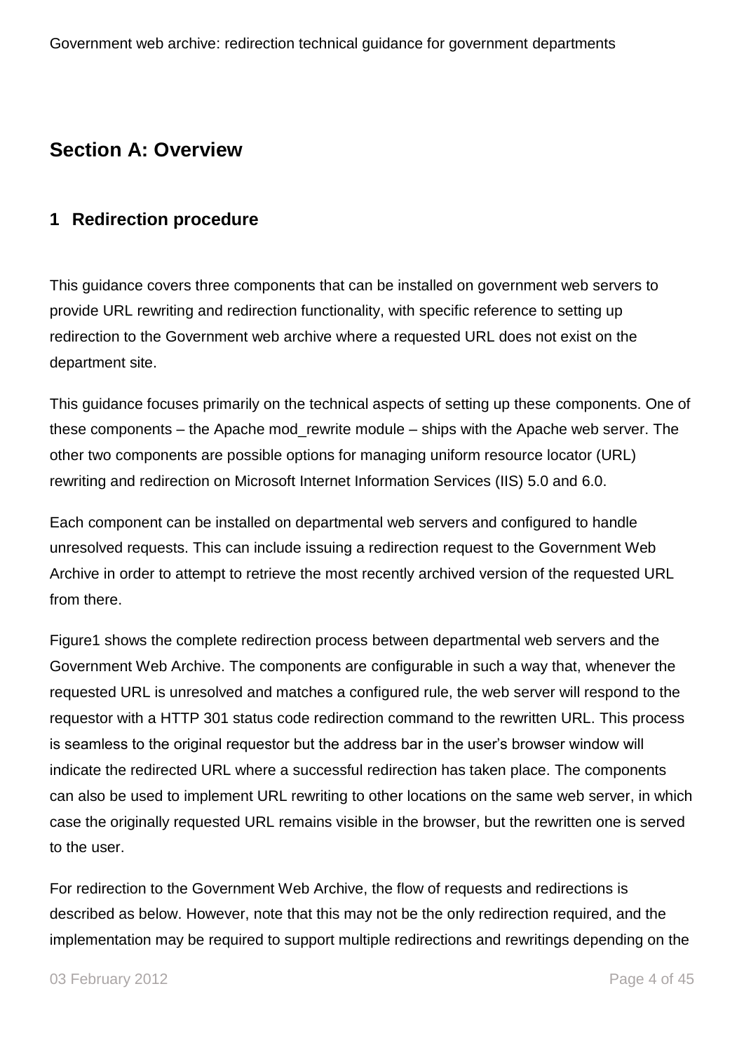# Section A: Overview

## 1 Redirection procedure

This guidance covers three components that can be installed on government web servers to provide URL rewriting and redirection functionality, with specific reference to setting up redirection to the Government web archive where a requested URL does not exist on the department site.

This guidance focuses primarily on the technical aspects of setting up these components. One of these components – the Apache mod_rewrite module – ships with the Apache web server. The other two components are possible options for managing uniform resource locator (URL) rewriting and redirection on Microsoft Internet Information Services (IIS) 5.0 and 6.0.

Each component can be installed on departmental web servers and configured to handle unresolved requests. This can include issuing a redirection request to the Government Web Archive in order to attempt to retrieve the most recently archived version of the requested URL from there.

Figure1 shows the complete redirection process between departmental web servers and the Government Web Archive. The components are configurable in such a way that, whenever the requested URL is unresolved and matches a configured rule, the web server will respond to the requestor with a HTTP 301 status code redirection command to the rewritten URL. This process is seamless to the original requestor but the address bar in the user's browser window will indicate the redirected URL where a successful redirection has taken place. The components can also be used to implement URL rewriting to other locations on the same web server, in which case the originally requested URL remains visible in the browser, but the rewritten one is served to the user.

For redirection to the Government Web Archive, the flow of requests and redirections is described as below. However, note that this may not be the only redirection required, and the implementation may be required to support multiple redirections and rewritings depending on the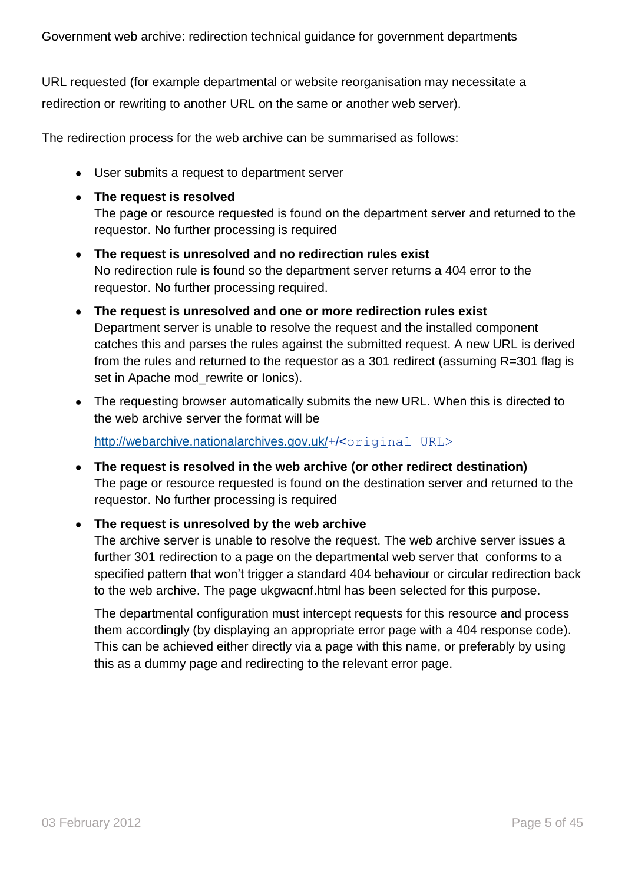URL requested (for example departmental or website reorganisation may necessitate a redirection or rewriting to another URL on the same or another web server).

The redirection process for the web archive can be summarised as follows:

- User submits a request to department server
- **The request is resolved**
  The page or resource requested is found on the department server and returned to the requestor. No further processing is required
- **The request is unresolved and no redirection rules exist**
  No redirection rule is found so the department server returns a 404 error to the requestor. No further processing required.
- **The request is unresolved and one or more redirection rules exist**
  Department server is unable to resolve the request and the installed component catches this and parses the rules against the submitted request. A new URL is derived from the rules and returned to the requestor as a 301 redirect (assuming R=301 flag is set in Apache mod_rewrite or Ionics).
- The requesting browser automatically submits the new URL. When this is directed to the web archive server the format will be

  http://webarchive.nationalarchives.gov.uk/+/`<original URL>`
- **The request is resolved in the web archive (or other redirect destination)**
  The page or resource requested is found on the destination server and returned to the requestor. No further processing is required
- **The request is unresolved by the web archive**
  The archive server is unable to resolve the request. The web archive server issues a further 301 redirection to a page on the departmental web server that conforms to a specified pattern that won't trigger a standard 404 behaviour or circular redirection back to the web archive. The page ukgwacnf.html has been selected for this purpose.

  The departmental configuration must intercept requests for this resource and process them accordingly (by displaying an appropriate error page with a 404 response code). This can be achieved either directly via a page with this name, or preferably by using this as a dummy page and redirecting to the relevant error page.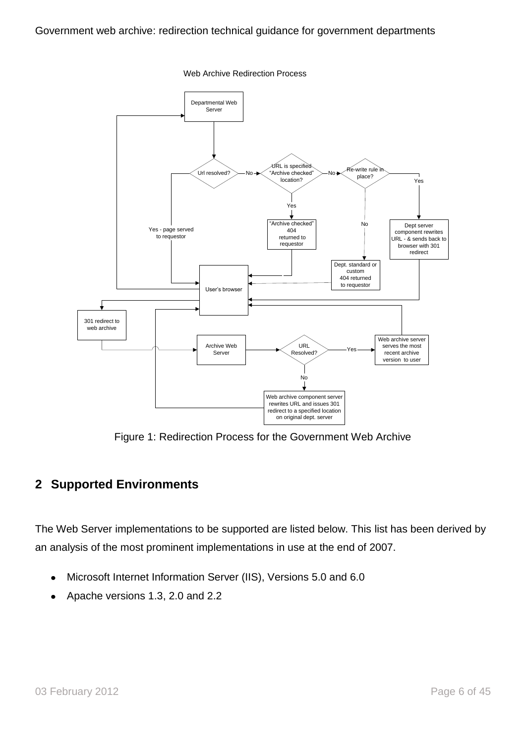Web Archive Redirection Process

Departmental Web Server

Url resolved?

No

URL is specified "Archive checked" location?

No

Re-write rule in place?

Yes

Yes

"Archive checked" 404 returned to requestor

No

Dept server component rewrites URL - & sends back to browser with 301 redirect

Yes - page served to requestor

Dept. standard or custom 404 returned to requestor

User's browser

301 redirect to web archive

Archive Web Server

URL Resolved?

Yes

Web archive server serves the most recent archive version to user

No

Web archive component server rewrites URL and issues 301 redirect to a specified location on original dept. server

Figure 1: Redirection Process for the Government Web Archive

## 2 Supported Environments

The Web Server implementations to be supported are listed below. This list has been derived by an analysis of the most prominent implementations in use at the end of 2007.

- Microsoft Internet Information Server (IIS), Versions 5.0 and 6.0
- Apache versions 1.3, 2.0 and 2.2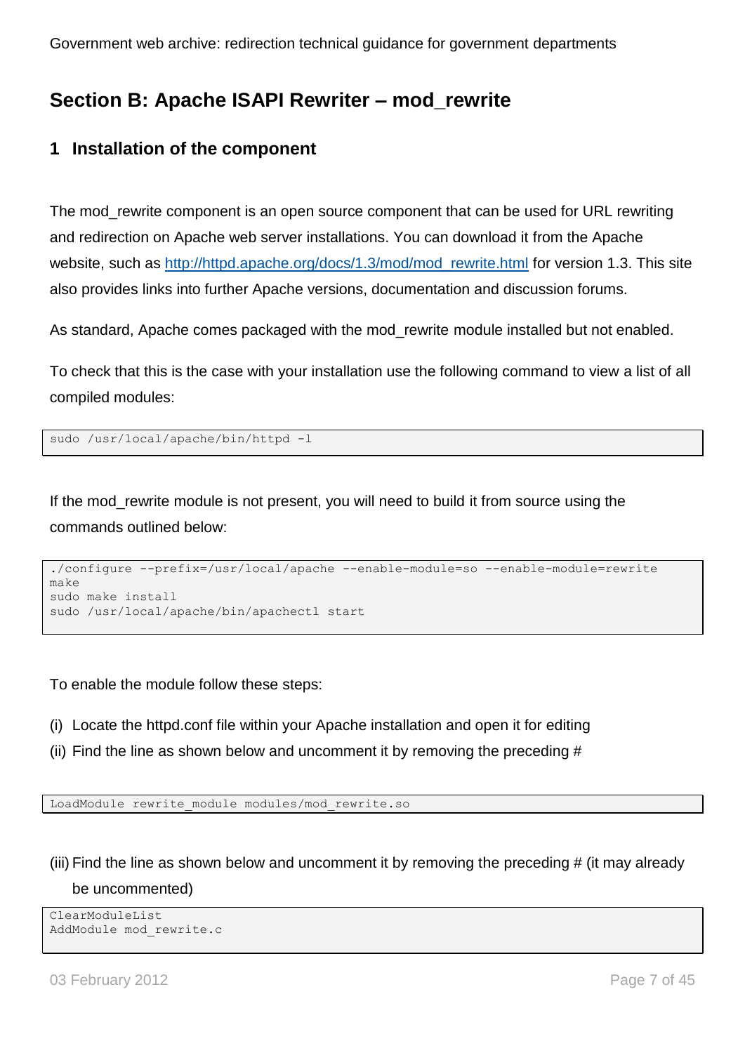## Section B: Apache ISAPI Rewriter – mod_rewrite

### 1 Installation of the component

The mod_rewrite component is an open source component that can be used for URL rewriting and redirection on Apache web server installations. You can download it from the Apache website, such as [http://httpd.apache.org/docs/1.3/mod/mod_rewrite.html](http://httpd.apache.org/docs/1.3/mod/mod_rewrite.html) for version 1.3. This site also provides links into further Apache versions, documentation and discussion forums.

As standard, Apache comes packaged with the mod_rewrite module installed but not enabled.

To check that this is the case with your installation use the following command to view a list of all compiled modules:

```
sudo /usr/local/apache/bin/httpd -l
```

If the mod_rewrite module is not present, you will need to build it from source using the commands outlined below:

```
./configure --prefix=/usr/local/apache --enable-module=so --enable-module=rewrite
make
sudo make install
sudo /usr/local/apache/bin/apachectl start
```

To enable the module follow these steps:

(i) Locate the httpd.conf file within your Apache installation and open it for editing

(ii) Find the line as shown below and uncomment it by removing the preceding #

```
LoadModule rewrite_module modules/mod_rewrite.so
```

(iii) Find the line as shown below and uncomment it by removing the preceding # (it may already be uncommented)

```
ClearModuleList
AddModule mod_rewrite.c
```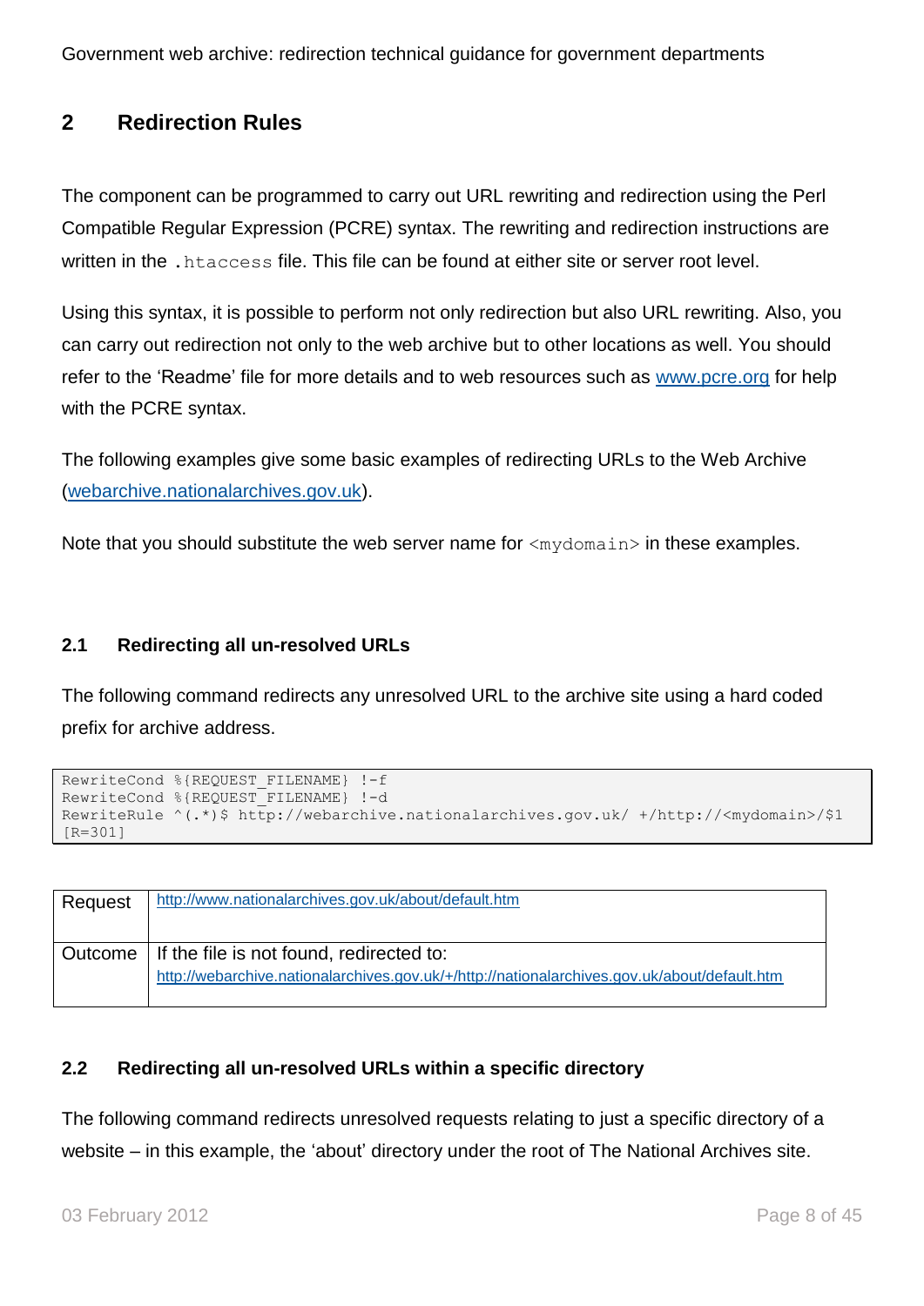## 2 Redirection Rules

The component can be programmed to carry out URL rewriting and redirection using the Perl Compatible Regular Expression (PCRE) syntax. The rewriting and redirection instructions are written in the `.htaccess` file. This file can be found at either site or server root level.

Using this syntax, it is possible to perform not only redirection but also URL rewriting. Also, you can carry out redirection not only to the web archive but to other locations as well. You should refer to the 'Readme' file for more details and to web resources such as [www.pcre.org](http://www.pcre.org) for help with the PCRE syntax.

The following examples give some basic examples of redirecting URLs to the Web Archive ([webarchive.nationalarchives.gov.uk](http://webarchive.nationalarchives.gov.uk)).

Note that you should substitute the web server name for `<mydomain>` in these examples.

### 2.1 Redirecting all un-resolved URLs

The following command redirects any unresolved URL to the archive site using a hard coded prefix for archive address.

```
RewriteCond %{REQUEST_FILENAME} !-f
RewriteCond %{REQUEST_FILENAME} !-d
RewriteRule ^(.*)$ http://webarchive.nationalarchives.gov.uk/ +/http://<mydomain>/$1
[R=301]
```

| Request | http://www.nationalarchives.gov.uk/about/default.htm |
|---|---|
| Outcome | If the file is not found, redirected to: http://webarchive.nationalarchives.gov.uk/+/http://nationalarchives.gov.uk/about/default.htm |

### 2.2 Redirecting all un-resolved URLs within a specific directory

The following command redirects unresolved requests relating to just a specific directory of a website – in this example, the 'about' directory under the root of The National Archives site.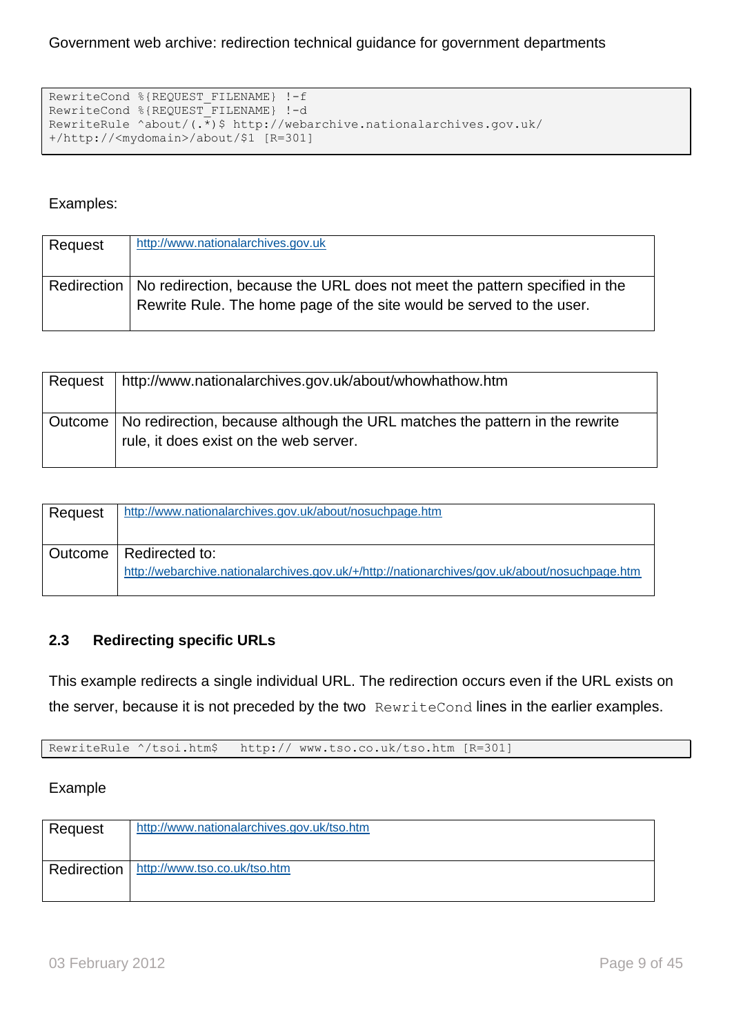```
RewriteCond %{REQUEST_FILENAME} !-f
RewriteCond %{REQUEST_FILENAME} !-d
RewriteRule ^about/(.*)$ http://webarchive.nationalarchives.gov.uk/
+/http://<mydomain>/about/$1 [R=301]
```

Examples:

| Request | http://www.nationalarchives.gov.uk |
|---|---|
| Redirection | No redirection, because the URL does not meet the pattern specified in the Rewrite Rule. The home page of the site would be served to the user. |

| Request | http://www.nationalarchives.gov.uk/about/whowhathow.htm |
|---|---|
| Outcome | No redirection, because although the URL matches the pattern in the rewrite rule, it does exist on the web server. |

| Request | http://www.nationalarchives.gov.uk/about/nosuchpage.htm |
|---|---|
| Outcome | Redirected to: http://webarchive.nationalarchives.gov.uk/+/http://nationarchives/gov.uk/about/nosuchpage.htm |

## 2.3 Redirecting specific URLs

This example redirects a single individual URL. The redirection occurs even if the URL exists on the server, because it is not preceded by the two `RewriteCond` lines in the earlier examples.

```
RewriteRule ^/tsoi.htm$   http:// www.tso.co.uk/tso.htm [R=301]
```

Example

| Request | http://www.nationalarchives.gov.uk/tso.htm |
|---|---|
| Redirection | http://www.tso.co.uk/tso.htm |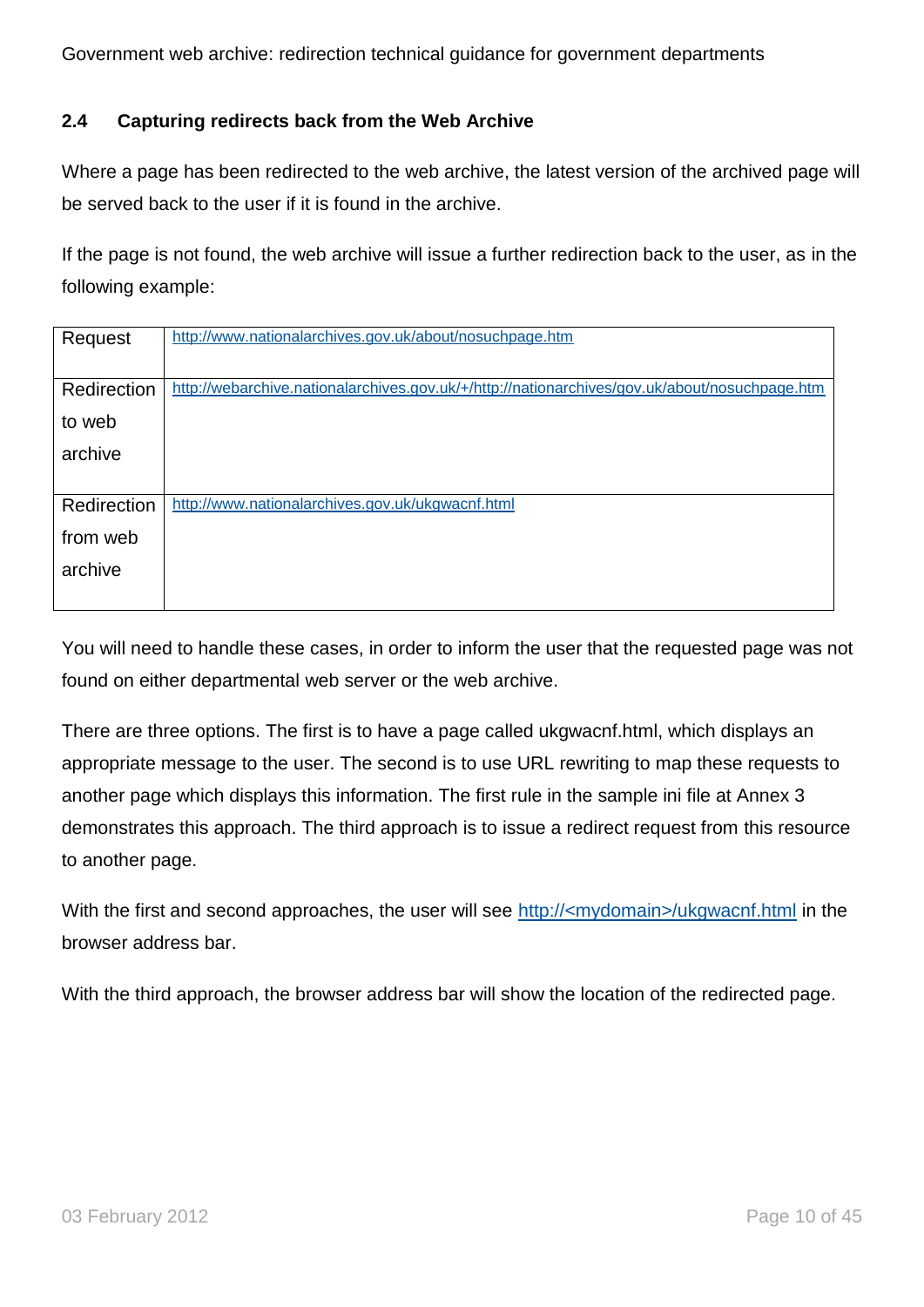### 2.4 Capturing redirects back from the Web Archive

Where a page has been redirected to the web archive, the latest version of the archived page will be served back to the user if it is found in the archive.

If the page is not found, the web archive will issue a further redirection back to the user, as in the following example:

| | |
|---|---|
| Request | http://www.nationalarchives.gov.uk/about/nosuchpage.htm |
| Redirection to web archive | http://webarchive.nationalarchives.gov.uk/+/http://nationarchives/gov.uk/about/nosuchpage.htm |
| Redirection from web archive | http://www.nationalarchives.gov.uk/ukgwacnf.html |

You will need to handle these cases, in order to inform the user that the requested page was not found on either departmental web server or the web archive.

There are three options. The first is to have a page called ukgwacnf.html, which displays an appropriate message to the user. The second is to use URL rewriting to map these requests to another page which displays this information. The first rule in the sample ini file at Annex 3 demonstrates this approach. The third approach is to issue a redirect request from this resource to another page.

With the first and second approaches, the user will see http://<mydomain>/ukgwacnf.html in the browser address bar.

With the third approach, the browser address bar will show the location of the redirected page.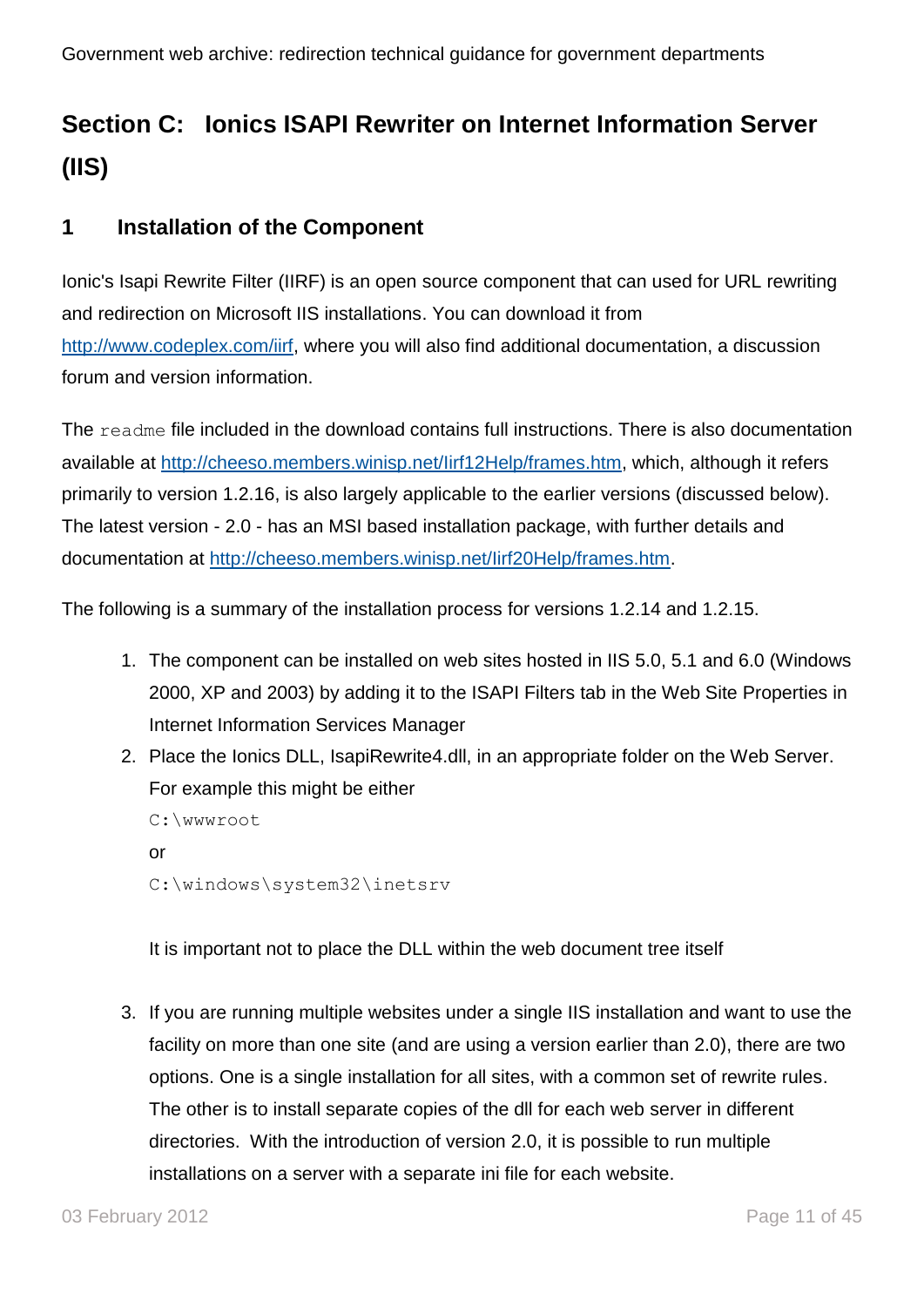## Section C: Ionics ISAPI Rewriter on Internet Information Server (IIS)

### 1 Installation of the Component

Ionic's Isapi Rewrite Filter (IIRF) is an open source component that can used for URL rewriting and redirection on Microsoft IIS installations. You can download it from http://www.codeplex.com/iirf, where you will also find additional documentation, a discussion forum and version information.

The `readme` file included in the download contains full instructions. There is also documentation available at http://cheeso.members.winisp.net/Iirf12Help/frames.htm, which, although it refers primarily to version 1.2.16, is also largely applicable to the earlier versions (discussed below). The latest version - 2.0 - has an MSI based installation package, with further details and documentation at http://cheeso.members.winisp.net/Iirf20Help/frames.htm.

The following is a summary of the installation process for versions 1.2.14 and 1.2.15.

1. The component can be installed on web sites hosted in IIS 5.0, 5.1 and 6.0 (Windows 2000, XP and 2003) by adding it to the ISAPI Filters tab in the Web Site Properties in Internet Information Services Manager
2. Place the Ionics DLL, IsapiRewrite4.dll, in an appropriate folder on the Web Server. For example this might be either

   `C:\wwwroot`

   or

   `C:\windows\system32\inetsrv`

   It is important not to place the DLL within the web document tree itself

3. If you are running multiple websites under a single IIS installation and want to use the facility on more than one site (and are using a version earlier than 2.0), there are two options. One is a single installation for all sites, with a common set of rewrite rules. The other is to install separate copies of the dll for each web server in different directories. With the introduction of version 2.0, it is possible to run multiple installations on a server with a separate ini file for each website.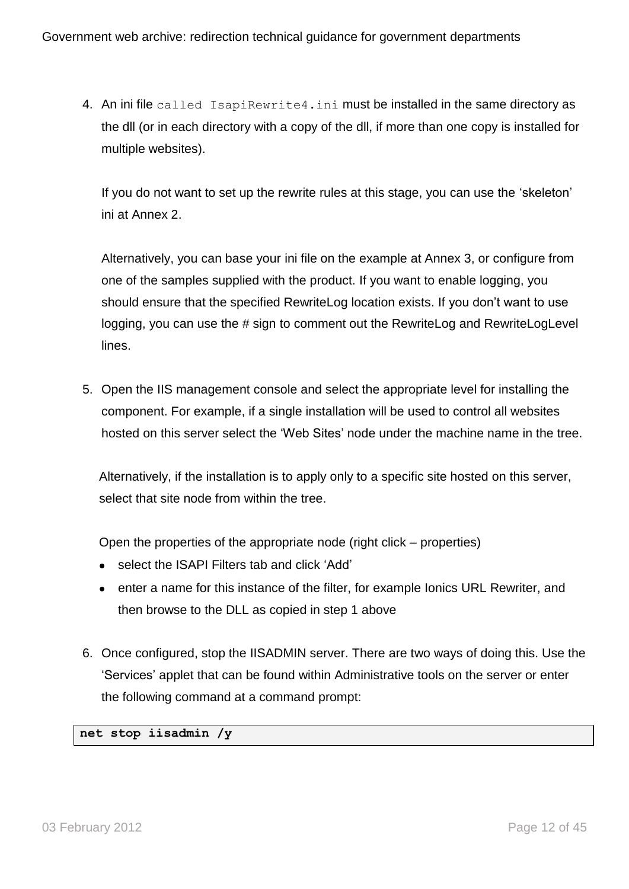4. An ini file `called IsapiRewrite4.ini` must be installed in the same directory as the dll (or in each directory with a copy of the dll, if more than one copy is installed for multiple websites).

   If you do not want to set up the rewrite rules at this stage, you can use the 'skeleton' ini at Annex 2.

   Alternatively, you can base your ini file on the example at Annex 3, or configure from one of the samples supplied with the product. If you want to enable logging, you should ensure that the specified RewriteLog location exists. If you don't want to use logging, you can use the # sign to comment out the RewriteLog and RewriteLogLevel lines.

5. Open the IIS management console and select the appropriate level for installing the component. For example, if a single installation will be used to control all websites hosted on this server select the 'Web Sites' node under the machine name in the tree.

   Alternatively, if the installation is to apply only to a specific site hosted on this server, select that site node from within the tree.

   Open the properties of the appropriate node (right click – properties)

   - select the ISAPI Filters tab and click 'Add'
   - enter a name for this instance of the filter, for example Ionics URL Rewriter, and then browse to the DLL as copied in step 1 above

6. Once configured, stop the IISADMIN server. There are two ways of doing this. Use the 'Services' applet that can be found within Administrative tools on the server or enter the following command at a command prompt:

```
net stop iisadmin /y
```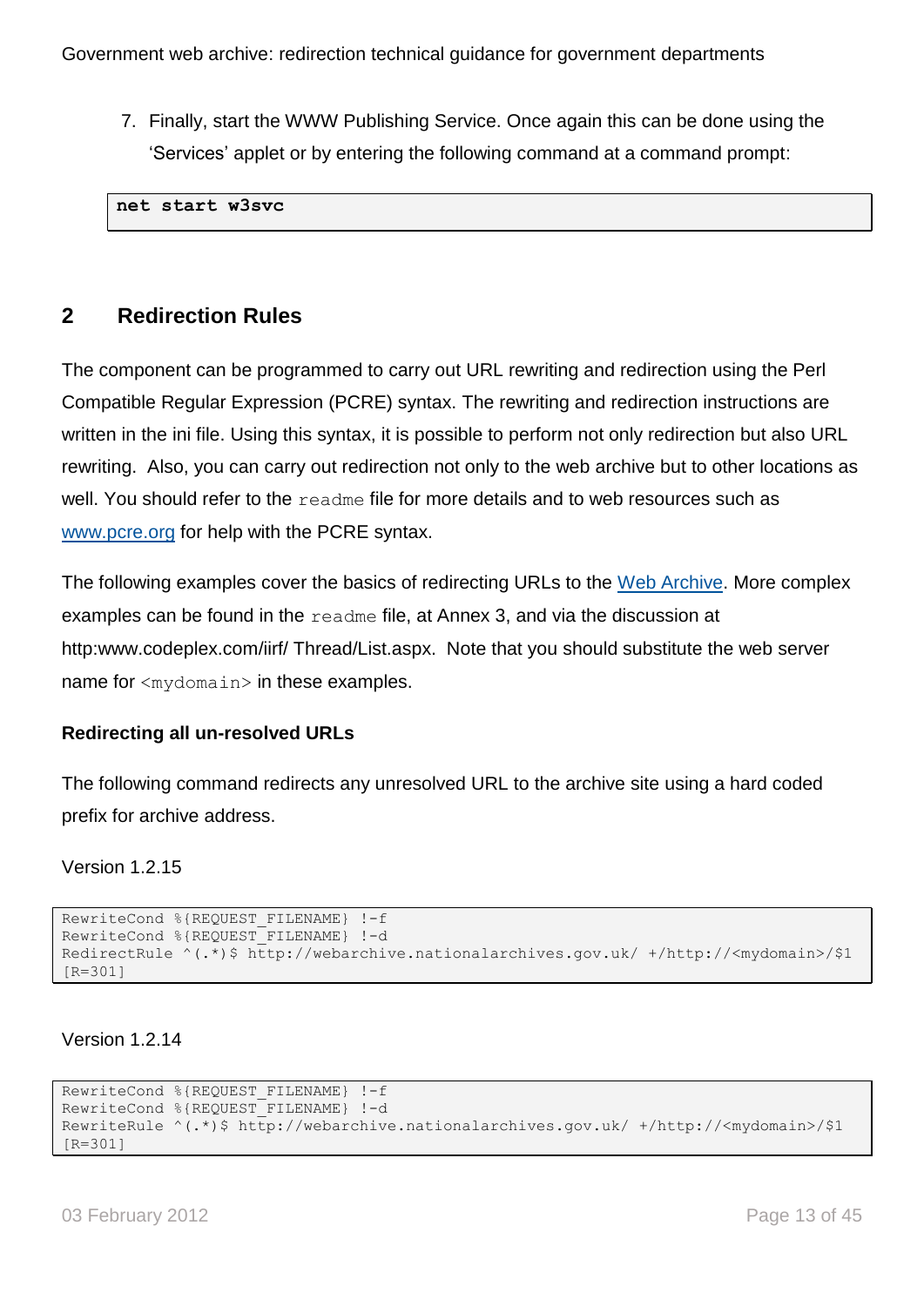7. Finally, start the WWW Publishing Service. Once again this can be done using the 'Services' applet or by entering the following command at a command prompt:

```
net start w3svc
```

## 2 Redirection Rules

The component can be programmed to carry out URL rewriting and redirection using the Perl Compatible Regular Expression (PCRE) syntax. The rewriting and redirection instructions are written in the ini file. Using this syntax, it is possible to perform not only redirection but also URL rewriting. Also, you can carry out redirection not only to the web archive but to other locations as well. You should refer to the `readme` file for more details and to web resources such as [www.pcre.org](http://www.pcre.org) for help with the PCRE syntax.

The following examples cover the basics of redirecting URLs to the [Web Archive](). More complex examples can be found in the `readme` file, at Annex 3, and via the discussion at http:www.codeplex.com/iirf/ Thread/List.aspx. Note that you should substitute the web server name for `<mydomain>` in these examples.

### Redirecting all un-resolved URLs

The following command redirects any unresolved URL to the archive site using a hard coded prefix for archive address.

Version 1.2.15

```
RewriteCond %{REQUEST_FILENAME} !-f
RewriteCond %{REQUEST_FILENAME} !-d
RedirectRule ^(.*)$ http://webarchive.nationalarchives.gov.uk/ +/http://<mydomain>/$1
[R=301]
```

Version 1.2.14

```
RewriteCond %{REQUEST_FILENAME} !-f
RewriteCond %{REQUEST_FILENAME} !-d
RewriteRule ^(.*)$ http://webarchive.nationalarchives.gov.uk/ +/http://<mydomain>/$1
[R=301]
```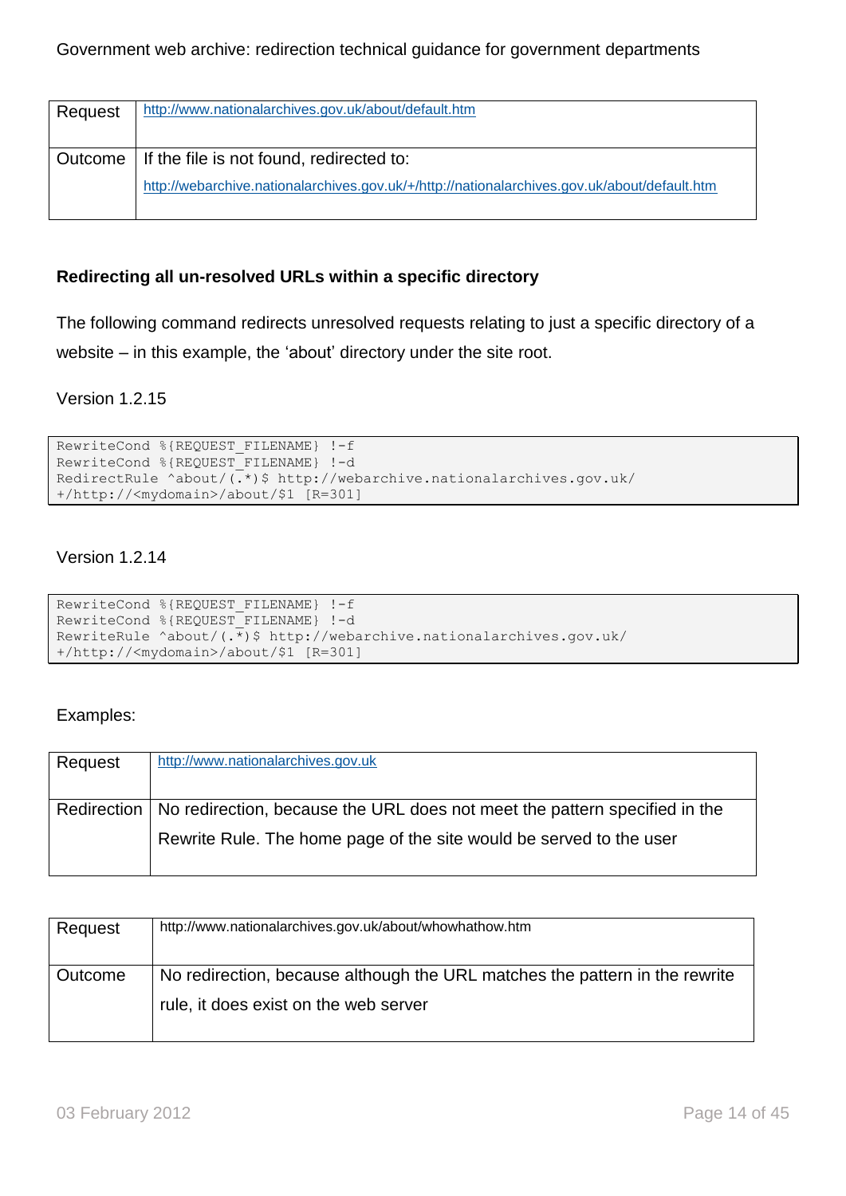| Request | http://www.nationalarchives.gov.uk/about/default.htm |
| --- | --- |
| Outcome | If the file is not found, redirected to: http://webarchive.nationalarchives.gov.uk/+/http://nationalarchives.gov.uk/about/default.htm |

### Redirecting all un-resolved URLs within a specific directory

The following command redirects unresolved requests relating to just a specific directory of a website – in this example, the 'about' directory under the site root.

Version 1.2.15

```
RewriteCond %{REQUEST_FILENAME} !-f
RewriteCond %{REQUEST_FILENAME} !-d
RedirectRule ^about/(.*)$ http://webarchive.nationalarchives.gov.uk/
+/http://<mydomain>/about/$1 [R=301]
```

Version 1.2.14

```
RewriteCond %{REQUEST_FILENAME} !-f
RewriteCond %{REQUEST_FILENAME} !-d
RewriteRule ^about/(.*)$ http://webarchive.nationalarchives.gov.uk/
+/http://<mydomain>/about/$1 [R=301]
```

Examples:

| Request | http://www.nationalarchives.gov.uk |
| --- | --- |
| Redirection | No redirection, because the URL does not meet the pattern specified in the Rewrite Rule. The home page of the site would be served to the user |

| Request | http://www.nationalarchives.gov.uk/about/whowhathow.htm |
| --- | --- |
| Outcome | No redirection, because although the URL matches the pattern in the rewrite rule, it does exist on the web server |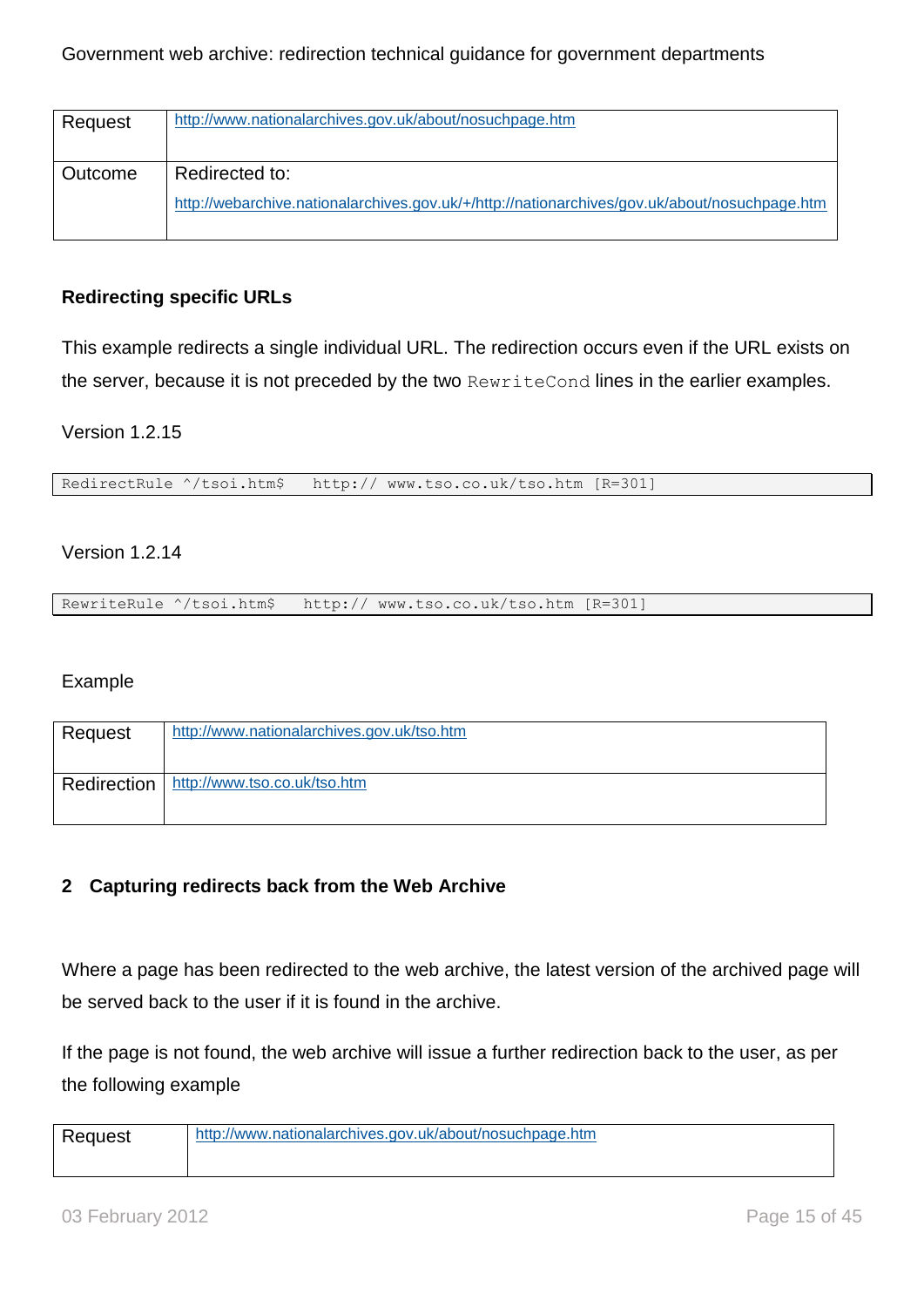| Request | http://www.nationalarchives.gov.uk/about/nosuchpage.htm |
| --- | --- |
| Outcome | Redirected to: http://webarchive.nationalarchives.gov.uk/+/http://nationarchives/gov.uk/about/nosuchpage.htm |

### Redirecting specific URLs

This example redirects a single individual URL. The redirection occurs even if the URL exists on the server, because it is not preceded by the two `RewriteCond` lines in the earlier examples.

Version 1.2.15

```
RedirectRule ^/tsoi.htm$   http:// www.tso.co.uk/tso.htm [R=301]
```

Version 1.2.14

```
RewriteRule ^/tsoi.htm$   http:// www.tso.co.uk/tso.htm [R=301]
```

Example

| Request | http://www.nationalarchives.gov.uk/tso.htm |
| --- | --- |
| Redirection | http://www.tso.co.uk/tso.htm |

## 2 Capturing redirects back from the Web Archive

Where a page has been redirected to the web archive, the latest version of the archived page will be served back to the user if it is found in the archive.

If the page is not found, the web archive will issue a further redirection back to the user, as per the following example

| Request | http://www.nationalarchives.gov.uk/about/nosuchpage.htm |
| --- | --- |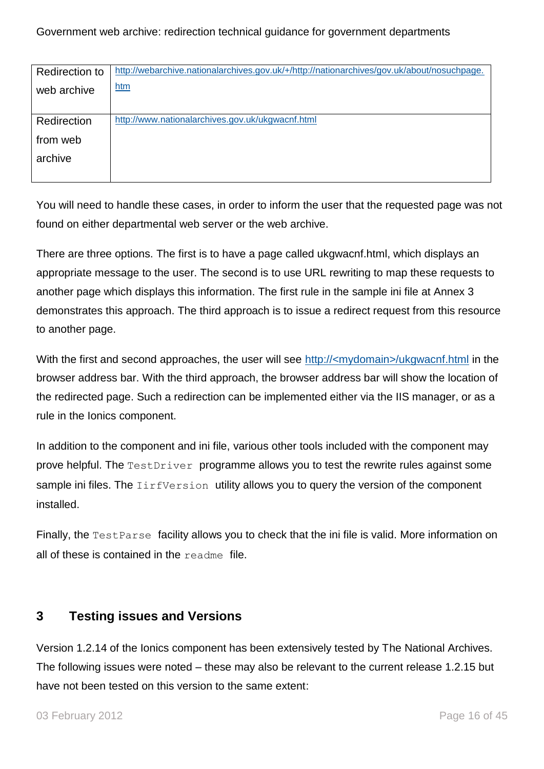| | |
|---|---|
| Redirection to web archive | http://webarchive.nationalarchives.gov.uk/+/http://nationarchives/gov.uk/about/nosuchpage.htm |
| Redirection from web archive | http://www.nationalarchives.gov.uk/ukgwacnf.html |

You will need to handle these cases, in order to inform the user that the requested page was not found on either departmental web server or the web archive.

There are three options. The first is to have a page called ukgwacnf.html, which displays an appropriate message to the user. The second is to use URL rewriting to map these requests to another page which displays this information. The first rule in the sample ini file at Annex 3 demonstrates this approach. The third approach is to issue a redirect request from this resource to another page.

With the first and second approaches, the user will see http://<mydomain>/ukgwacnf.html in the browser address bar. With the third approach, the browser address bar will show the location of the redirected page. Such a redirection can be implemented either via the IIS manager, or as a rule in the Ionics component.

In addition to the component and ini file, various other tools included with the component may prove helpful. The `TestDriver` programme allows you to test the rewrite rules against some sample ini files. The `IirfVersion` utility allows you to query the version of the component installed.

Finally, the `TestParse` facility allows you to check that the ini file is valid. More information on all of these is contained in the `readme` file.

## 3 Testing issues and Versions

Version 1.2.14 of the Ionics component has been extensively tested by The National Archives. The following issues were noted – these may also be relevant to the current release 1.2.15 but have not been tested on this version to the same extent: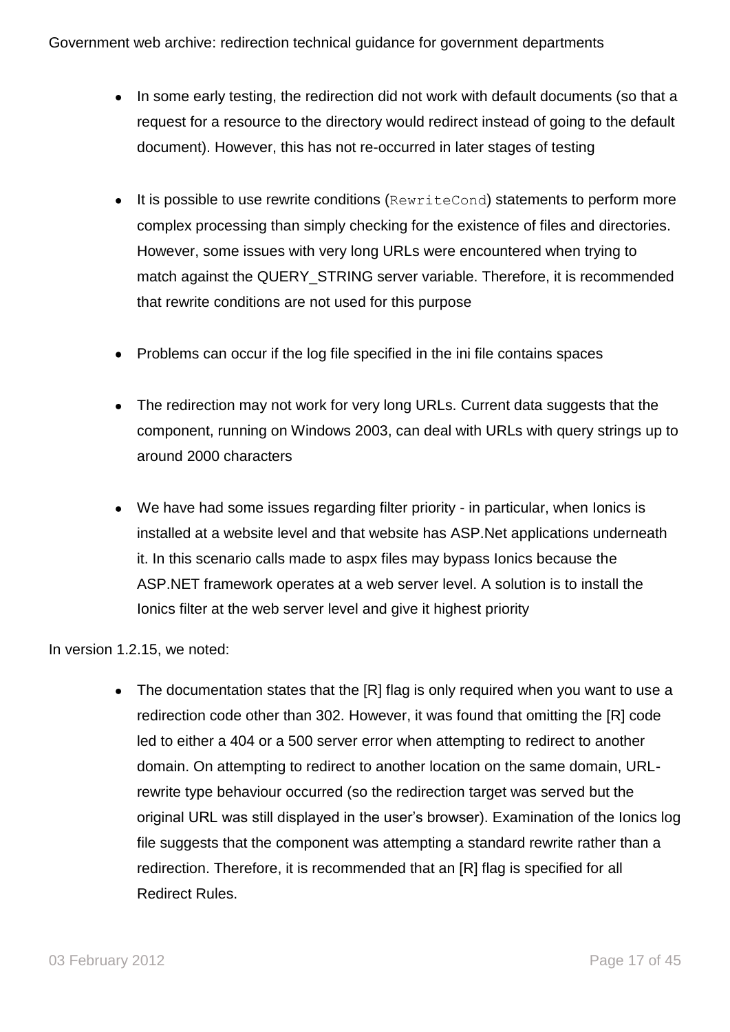- In some early testing, the redirection did not work with default documents (so that a request for a resource to the directory would redirect instead of going to the default document). However, this has not re-occurred in later stages of testing

- It is possible to use rewrite conditions (`RewriteCond`) statements to perform more complex processing than simply checking for the existence of files and directories. However, some issues with very long URLs were encountered when trying to match against the QUERY_STRING server variable. Therefore, it is recommended that rewrite conditions are not used for this purpose

- Problems can occur if the log file specified in the ini file contains spaces

- The redirection may not work for very long URLs. Current data suggests that the component, running on Windows 2003, can deal with URLs with query strings up to around 2000 characters

- We have had some issues regarding filter priority - in particular, when Ionics is installed at a website level and that website has ASP.Net applications underneath it. In this scenario calls made to aspx files may bypass Ionics because the ASP.NET framework operates at a web server level. A solution is to install the Ionics filter at the web server level and give it highest priority

In version 1.2.15, we noted:

- The documentation states that the [R] flag is only required when you want to use a redirection code other than 302. However, it was found that omitting the [R] code led to either a 404 or a 500 server error when attempting to redirect to another domain. On attempting to redirect to another location on the same domain, URL-rewrite type behaviour occurred (so the redirection target was served but the original URL was still displayed in the user's browser). Examination of the Ionics log file suggests that the component was attempting a standard rewrite rather than a redirection. Therefore, it is recommended that an [R] flag is specified for all Redirect Rules.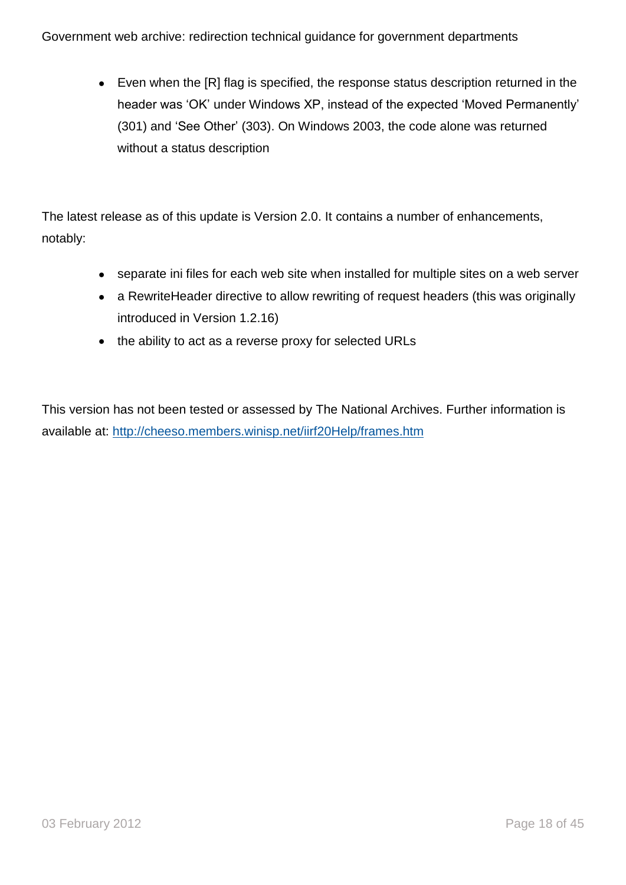- Even when the [R] flag is specified, the response status description returned in the header was 'OK' under Windows XP, instead of the expected 'Moved Permanently' (301) and 'See Other' (303). On Windows 2003, the code alone was returned without a status description

The latest release as of this update is Version 2.0. It contains a number of enhancements, notably:

- separate ini files for each web site when installed for multiple sites on a web server
- a RewriteHeader directive to allow rewriting of request headers (this was originally introduced in Version 1.2.16)
- the ability to act as a reverse proxy for selected URLs

This version has not been tested or assessed by The National Archives. Further information is available at: http://cheeso.members.winisp.net/iirf20Help/frames.htm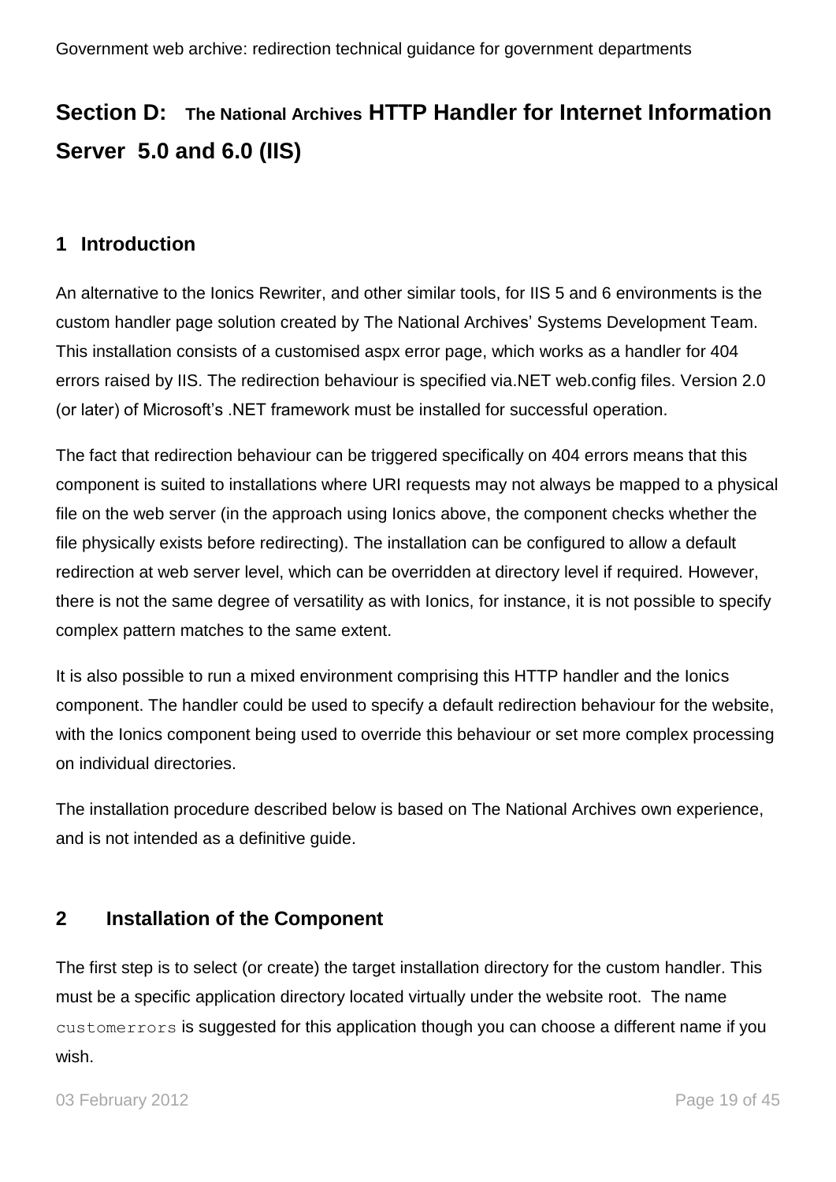# Section D: The National Archives HTTP Handler for Internet Information Server 5.0 and 6.0 (IIS)

## 1 Introduction

An alternative to the Ionics Rewriter, and other similar tools, for IIS 5 and 6 environments is the custom handler page solution created by The National Archives' Systems Development Team. This installation consists of a customised aspx error page, which works as a handler for 404 errors raised by IIS. The redirection behaviour is specified via.NET web.config files. Version 2.0 (or later) of Microsoft's .NET framework must be installed for successful operation.

The fact that redirection behaviour can be triggered specifically on 404 errors means that this component is suited to installations where URI requests may not always be mapped to a physical file on the web server (in the approach using Ionics above, the component checks whether the file physically exists before redirecting). The installation can be configured to allow a default redirection at web server level, which can be overridden at directory level if required. However, there is not the same degree of versatility as with Ionics, for instance, it is not possible to specify complex pattern matches to the same extent.

It is also possible to run a mixed environment comprising this HTTP handler and the Ionics component. The handler could be used to specify a default redirection behaviour for the website, with the Ionics component being used to override this behaviour or set more complex processing on individual directories.

The installation procedure described below is based on The National Archives own experience, and is not intended as a definitive guide.

## 2 Installation of the Component

The first step is to select (or create) the target installation directory for the custom handler. This must be a specific application directory located virtually under the website root. The name `customerrors` is suggested for this application though you can choose a different name if you wish.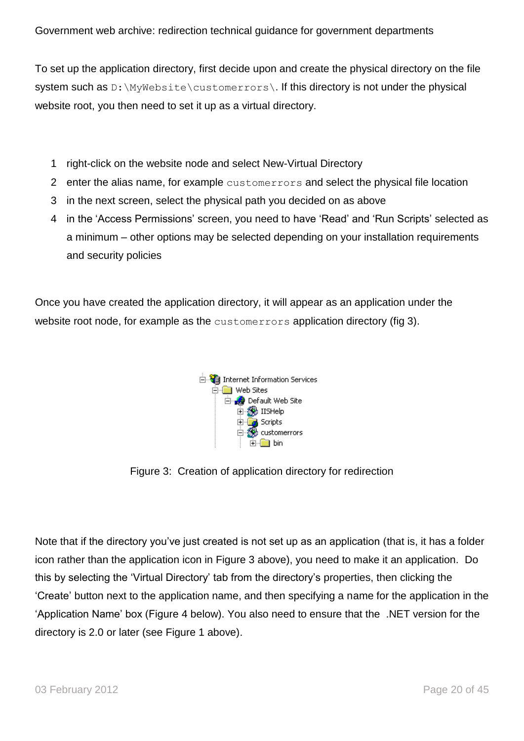To set up the application directory, first decide upon and create the physical directory on the file system such as `D:\MyWebsite\customerrors\`. If this directory is not under the physical website root, you then need to set it up as a virtual directory.

1. right-click on the website node and select New-Virtual Directory
2. enter the alias name, for example `customerrors` and select the physical file location
3. in the next screen, select the physical path you decided on as above
4. in the 'Access Permissions' screen, you need to have 'Read' and 'Run Scripts' selected as a minimum – other options may be selected depending on your installation requirements and security policies

Once you have created the application directory, it will appear as an application under the website root node, for example as the `customerrors` application directory (fig 3).

Figure 3: Creation of application directory for redirection

Note that if the directory you've just created is not set up as an application (that is, it has a folder icon rather than the application icon in Figure 3 above), you need to make it an application. Do this by selecting the 'Virtual Directory' tab from the directory's properties, then clicking the 'Create' button next to the application name, and then specifying a name for the application in the 'Application Name' box (Figure 4 below). You also need to ensure that the .NET version for the directory is 2.0 or later (see Figure 1 above).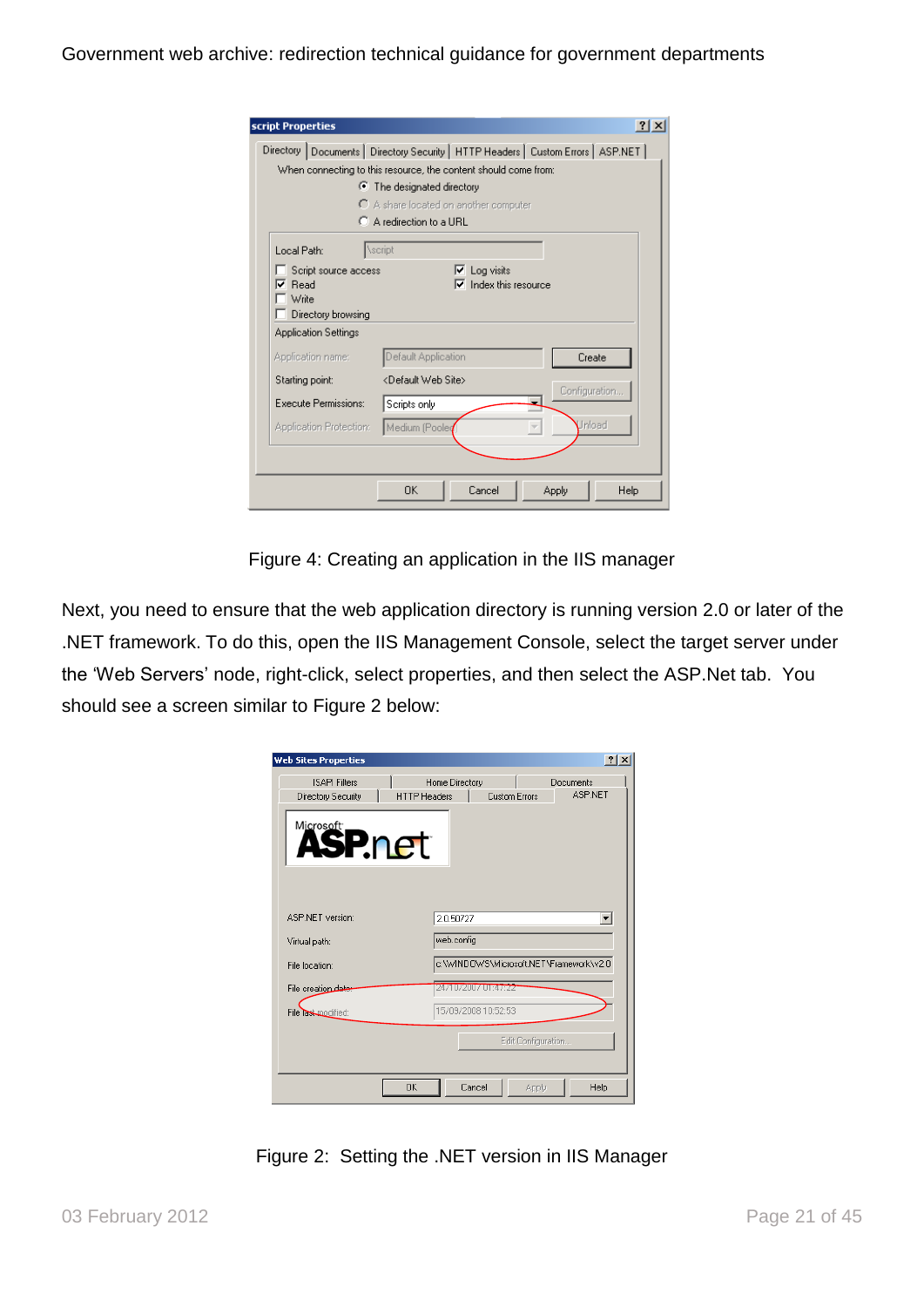Figure 4: Creating an application in the IIS manager

Next, you need to ensure that the web application directory is running version 2.0 or later of the .NET framework. To do this, open the IIS Management Console, select the target server under the ‘Web Servers’ node, right-click, select properties, and then select the ASP.Net tab.  You should see a screen similar to Figure 2 below:

Figure 2:  Setting the .NET version in IIS Manager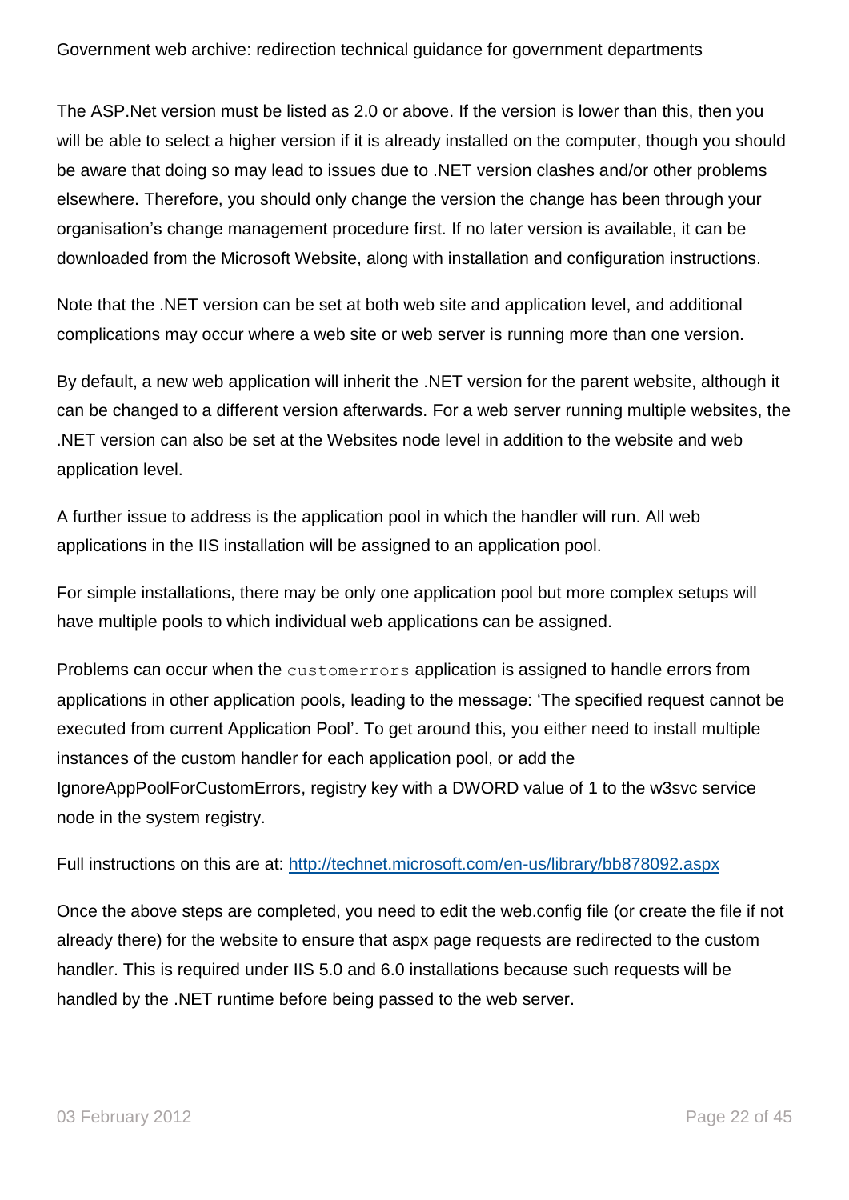The ASP.Net version must be listed as 2.0 or above. If the version is lower than this, then you will be able to select a higher version if it is already installed on the computer, though you should be aware that doing so may lead to issues due to .NET version clashes and/or other problems elsewhere. Therefore, you should only change the version the change has been through your organisation's change management procedure first. If no later version is available, it can be downloaded from the Microsoft Website, along with installation and configuration instructions.

Note that the .NET version can be set at both web site and application level, and additional complications may occur where a web site or web server is running more than one version.

By default, a new web application will inherit the .NET version for the parent website, although it can be changed to a different version afterwards. For a web server running multiple websites, the .NET version can also be set at the Websites node level in addition to the website and web application level.

A further issue to address is the application pool in which the handler will run. All web applications in the IIS installation will be assigned to an application pool.

For simple installations, there may be only one application pool but more complex setups will have multiple pools to which individual web applications can be assigned.

Problems can occur when the `customerrors` application is assigned to handle errors from applications in other application pools, leading to the message: 'The specified request cannot be executed from current Application Pool'. To get around this, you either need to install multiple instances of the custom handler for each application pool, or add the IgnoreAppPoolForCustomErrors, registry key with a DWORD value of 1 to the w3svc service node in the system registry.

Full instructions on this are at: [http://technet.microsoft.com/en-us/library/bb878092.aspx](http://technet.microsoft.com/en-us/library/bb878092.aspx)

Once the above steps are completed, you need to edit the web.config file (or create the file if not already there) for the website to ensure that aspx page requests are redirected to the custom handler. This is required under IIS 5.0 and 6.0 installations because such requests will be handled by the .NET runtime before being passed to the web server.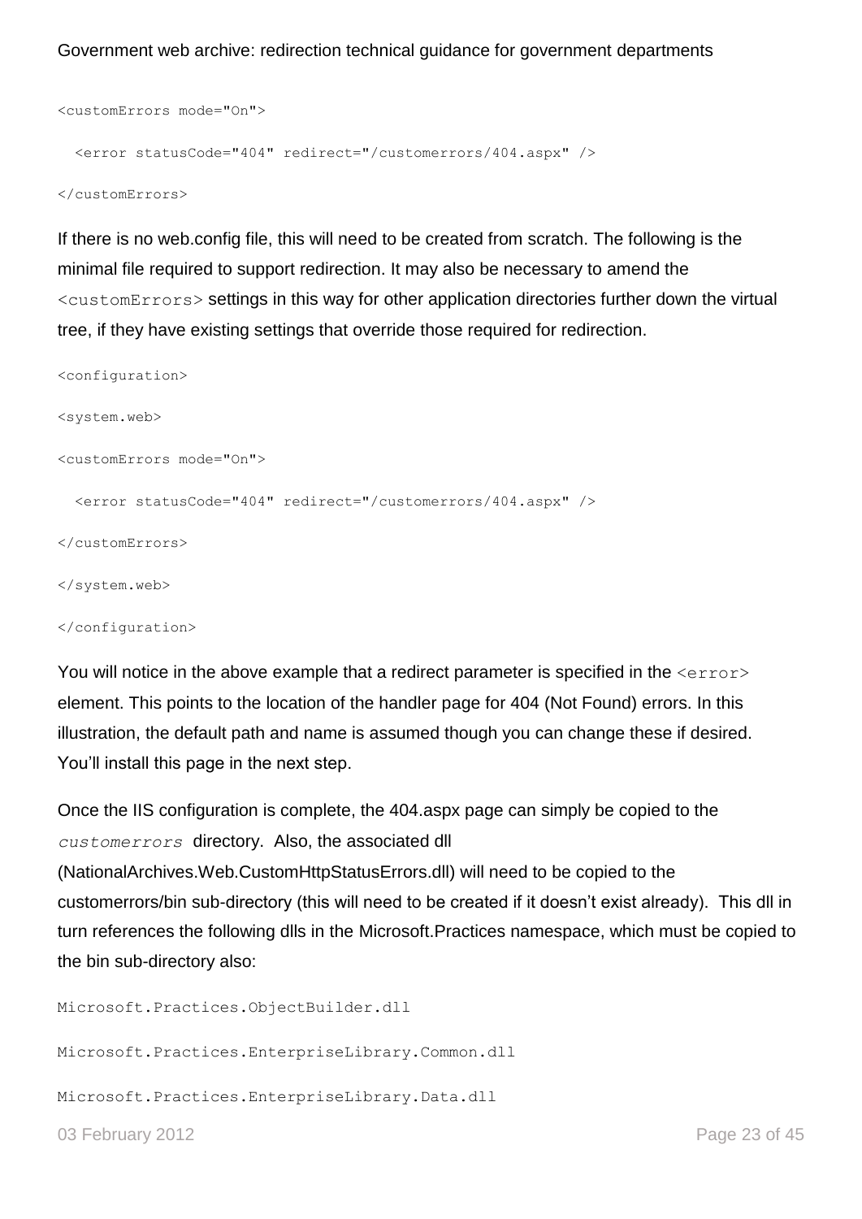```
<customErrors mode="On">

  <error statusCode="404" redirect="/customerrors/404.aspx" />

</customErrors>
```

If there is no web.config file, this will need to be created from scratch. The following is the minimal file required to support redirection. It may also be necessary to amend the `<customErrors>` settings in this way for other application directories further down the virtual tree, if they have existing settings that override those required for redirection.

```
<configuration>

<system.web>

<customErrors mode="On">

  <error statusCode="404" redirect="/customerrors/404.aspx" />

</customErrors>

</system.web>

</configuration>
```

You will notice in the above example that a redirect parameter is specified in the `<error>` element. This points to the location of the handler page for 404 (Not Found) errors. In this illustration, the default path and name is assumed though you can change these if desired. You'll install this page in the next step.

Once the IIS configuration is complete, the 404.aspx page can simply be copied to the *`customerrors`* directory. Also, the associated dll (NationalArchives.Web.CustomHttpStatusErrors.dll) will need to be copied to the customerrors/bin sub-directory (this will need to be created if it doesn't exist already). This dll in turn references the following dlls in the Microsoft.Practices namespace, which must be copied to the bin sub-directory also:

```
Microsoft.Practices.ObjectBuilder.dll

Microsoft.Practices.EnterpriseLibrary.Common.dll

Microsoft.Practices.EnterpriseLibrary.Data.dll
```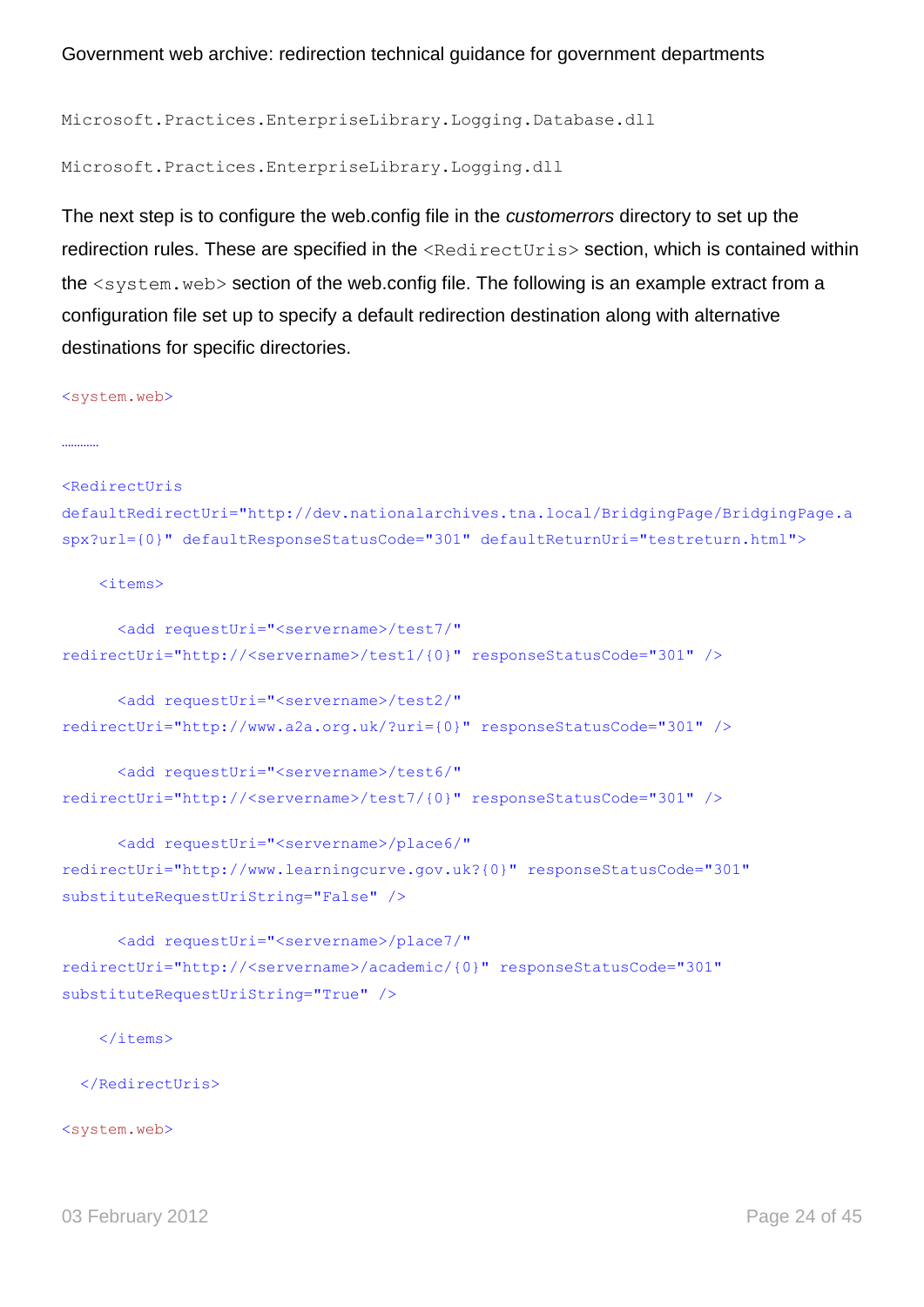```
Microsoft.Practices.EnterpriseLibrary.Logging.Database.dll

Microsoft.Practices.EnterpriseLibrary.Logging.dll
```

The next step is to configure the web.config file in the *customerrors* directory to set up the redirection rules. These are specified in the `<RedirectUris>` section, which is contained within the `<system.web>` section of the web.config file. The following is an example extract from a configuration file set up to specify a default redirection destination along with alternative destinations for specific directories.

```
<system.web>

…………

<RedirectUris
defaultRedirectUri="http://dev.nationalarchives.tna.local/BridgingPage/BridgingPage.aspx?url={0}" defaultResponseStatusCode="301" defaultReturnUri="testreturn.html">

    <items>

      <add requestUri="<servername>/test7/"
redirectUri="http://<servername>/test1/{0}" responseStatusCode="301" />

      <add requestUri="<servername>/test2/"
redirectUri="http://www.a2a.org.uk/?uri={0}" responseStatusCode="301" />

      <add requestUri="<servername>/test6/"
redirectUri="http://<servername>/test7/{0}" responseStatusCode="301" />

      <add requestUri="<servername>/place6/"
redirectUri="http://www.learningcurve.gov.uk?{0}" responseStatusCode="301"
substituteRequestUriString="False" />

      <add requestUri="<servername>/place7/"
redirectUri="http://<servername>/academic/{0}" responseStatusCode="301"
substituteRequestUriString="True" />

    </items>

  </RedirectUris>

<system.web>
```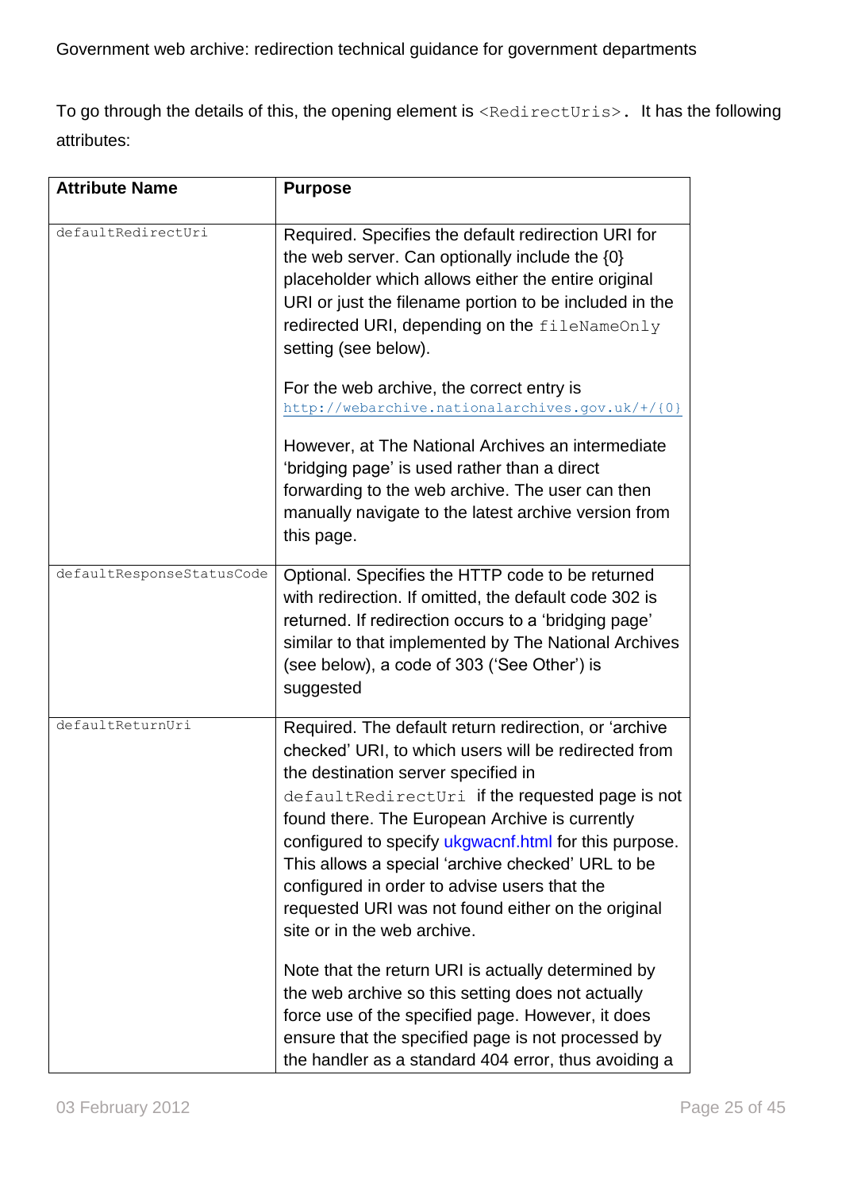To go through the details of this, the opening element is `<RedirectUris>`. It has the following attributes:

| Attribute Name | Purpose |
|---|---|
| `defaultRedirectUri` | Required. Specifies the default redirection URI for the web server. Can optionally include the {0} placeholder which allows either the entire original URI or just the filename portion to be included in the redirected URI, depending on the `fileNameOnly` setting (see below).<br><br>For the web archive, the correct entry is `http://webarchive.nationalarchives.gov.uk/+/{0}`<br><br>However, at The National Archives an intermediate 'bridging page' is used rather than a direct forwarding to the web archive. The user can then manually navigate to the latest archive version from this page. |
| `defaultResponseStatusCode` | Optional. Specifies the HTTP code to be returned with redirection. If omitted, the default code 302 is returned. If redirection occurs to a 'bridging page' similar to that implemented by The National Archives (see below), a code of 303 ('See Other') is suggested |
| `defaultReturnUri` | Required. The default return redirection, or 'archive checked' URI, to which users will be redirected from the destination server specified in `defaultRedirectUri` if the requested page is not found there. The European Archive is currently configured to specify ukgwacnf.html for this purpose. This allows a special 'archive checked' URL to be configured in order to advise users that the requested URI was not found either on the original site or in the web archive.<br><br>Note that the return URI is actually determined by the web archive so this setting does not actually force use of the specified page. However, it does ensure that the specified page is not processed by the handler as a standard 404 error, thus avoiding a |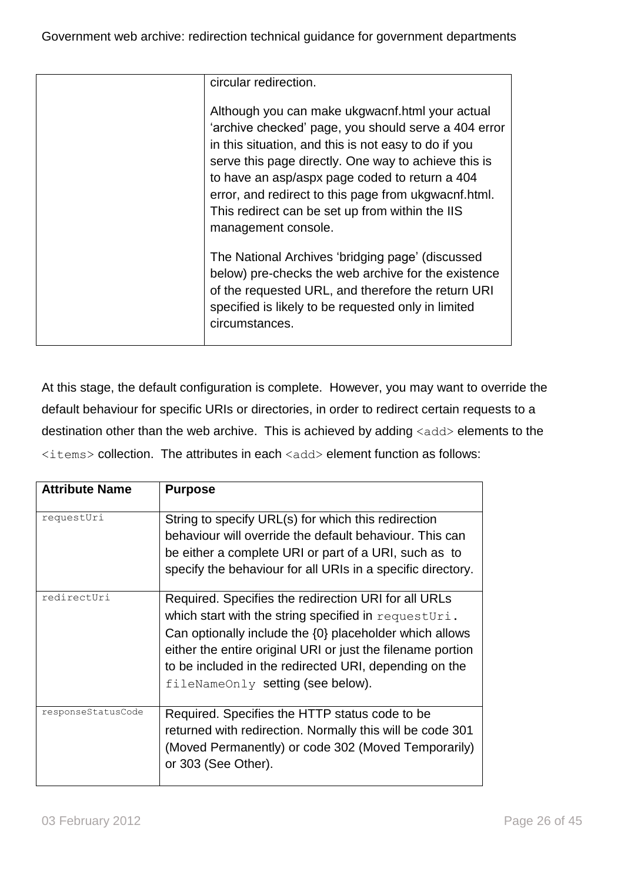| | |
|---|---|
| | circular redirection.<br><br>Although you can make ukgwacnf.html your actual 'archive checked' page, you should serve a 404 error in this situation, and this is not easy to do if you serve this page directly. One way to achieve this is to have an asp/aspx page coded to return a 404 error, and redirect to this page from ukgwacnf.html. This redirect can be set up from within the IIS management console.<br><br>The National Archives 'bridging page' (discussed below) pre-checks the web archive for the existence of the requested URL, and therefore the return URI specified is likely to be requested only in limited circumstances. |

At this stage, the default configuration is complete. However, you may want to override the default behaviour for specific URIs or directories, in order to redirect certain requests to a destination other than the web archive. This is achieved by adding `<add>` elements to the `<items>` collection. The attributes in each `<add>` element function as follows:

| Attribute Name | Purpose |
|---|---|
| `requestUri` | String to specify URL(s) for which this redirection behaviour will override the default behaviour. This can be either a complete URI or part of a URI, such as to specify the behaviour for all URIs in a specific directory. |
| `redirectUri` | Required. Specifies the redirection URI for all URLs which start with the string specified in `requestUri`. Can optionally include the {0} placeholder which allows either the entire original URI or just the filename portion to be included in the redirected URI, depending on the `fileNameOnly` setting (see below). |
| `responseStatusCode` | Required. Specifies the HTTP status code to be returned with redirection. Normally this will be code 301 (Moved Permanently) or code 302 (Moved Temporarily) or 303 (See Other). |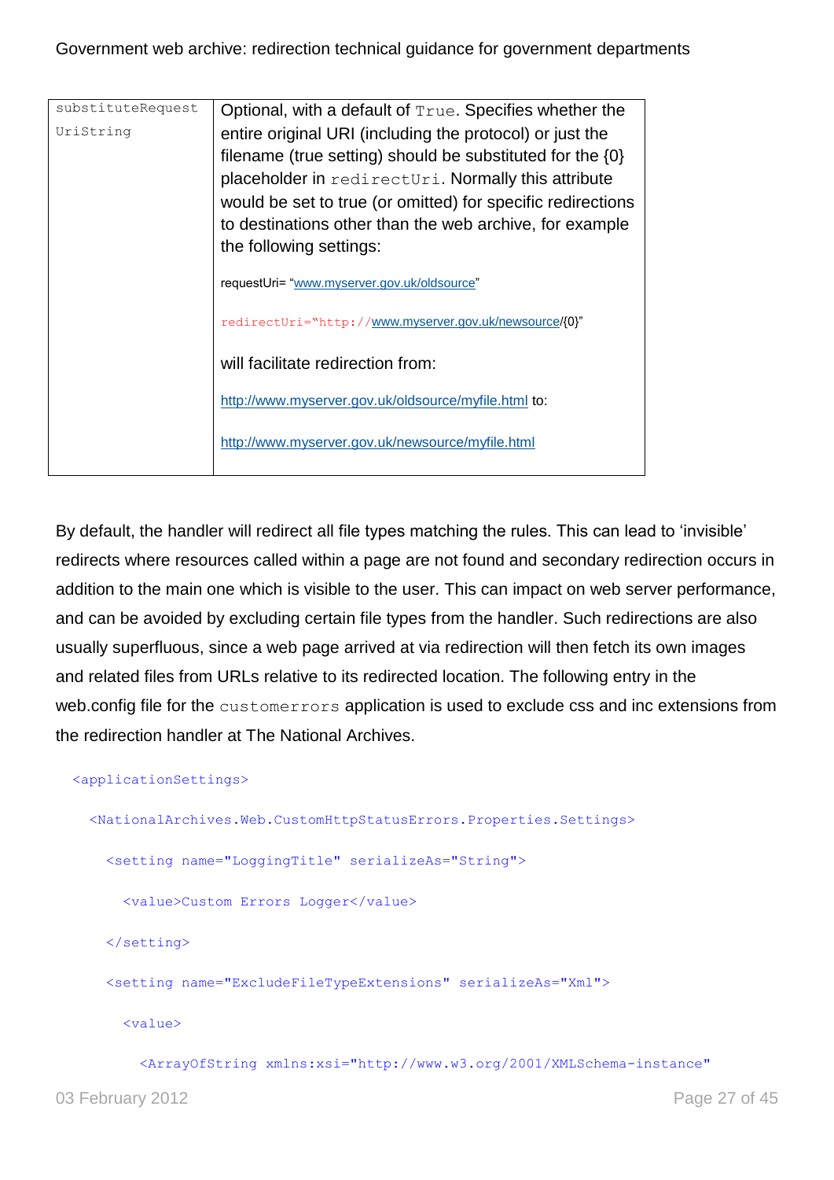| substituteRequestUriString | Optional, with a default of `True`. Specifies whether the entire original URI (including the protocol) or just the filename (true setting) should be substituted for the {0} placeholder in `redirectUri`. Normally this attribute would be set to true (or omitted) for specific redirections to destinations other than the web archive, for example the following settings:<br><br>requestUri= "www.myserver.gov.uk/oldsource"<br><br>redirectUri="http://www.myserver.gov.uk/newsource/{0}"<br><br>will facilitate redirection from:<br><br>http://www.myserver.gov.uk/oldsource/myfile.html to:<br><br>http://www.myserver.gov.uk/newsource/myfile.html |
|---|---|

By default, the handler will redirect all file types matching the rules. This can lead to 'invisible' redirects where resources called within a page are not found and secondary redirection occurs in addition to the main one which is visible to the user. This can impact on web server performance, and can be avoided by excluding certain file types from the handler. Such redirections are also usually superfluous, since a web page arrived at via redirection will then fetch its own images and related files from URLs relative to its redirected location. The following entry in the web.config file for the `customerrors` application is used to exclude css and inc extensions from the redirection handler at The National Archives.

```
<applicationSettings>
  <NationalArchives.Web.CustomHttpStatusErrors.Properties.Settings>
    <setting name="LoggingTitle" serializeAs="String">
      <value>Custom Errors Logger</value>
    </setting>
    <setting name="ExcludeFileTypeExtensions" serializeAs="Xml">
      <value>
        <ArrayOfString xmlns:xsi="http://www.w3.org/2001/XMLSchema-instance"
```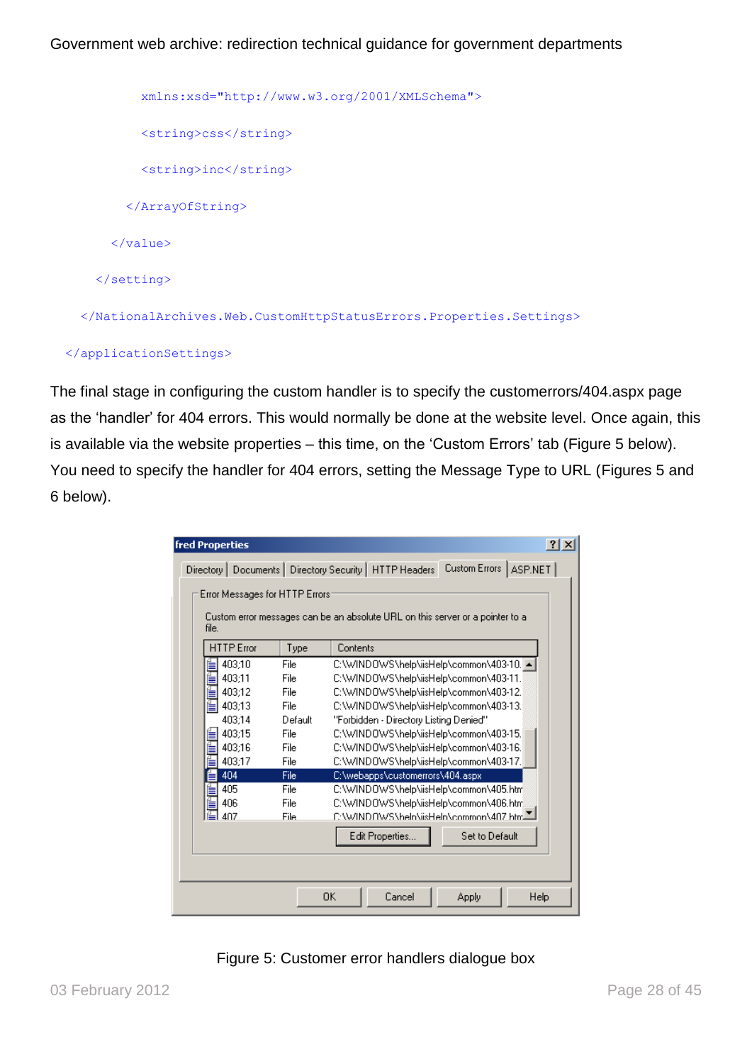```
        xmlns:xsd="http://www.w3.org/2001/XMLSchema">
        <string>css</string>
        <string>inc</string>
      </ArrayOfString>
    </value>
  </setting>
 </NationalArchives.Web.CustomHttpStatusErrors.Properties.Settings>
</applicationSettings>
```

The final stage in configuring the custom handler is to specify the customerrors/404.aspx page as the 'handler' for 404 errors. This would normally be done at the website level. Once again, this is available via the website properties – this time, on the 'Custom Errors' tab (Figure 5 below). You need to specify the handler for 404 errors, setting the Message Type to URL (Figures 5 and 6 below).

Figure 5: Customer error handlers dialogue box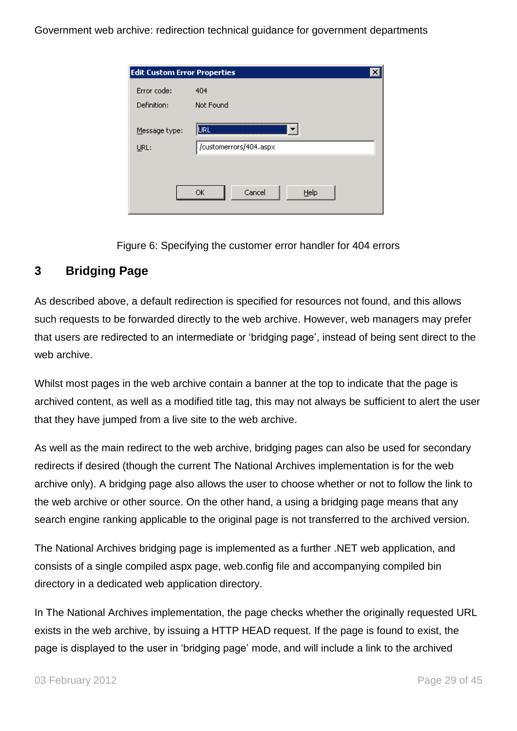Figure 6: Specifying the customer error handler for 404 errors

## 3 Bridging Page

As described above, a default redirection is specified for resources not found, and this allows such requests to be forwarded directly to the web archive. However, web managers may prefer that users are redirected to an intermediate or 'bridging page', instead of being sent direct to the web archive.

Whilst most pages in the web archive contain a banner at the top to indicate that the page is archived content, as well as a modified title tag, this may not always be sufficient to alert the user that they have jumped from a live site to the web archive.

As well as the main redirect to the web archive, bridging pages can also be used for secondary redirects if desired (though the current The National Archives implementation is for the web archive only). A bridging page also allows the user to choose whether or not to follow the link to the web archive or other source. On the other hand, a using a bridging page means that any search engine ranking applicable to the original page is not transferred to the archived version.

The National Archives bridging page is implemented as a further .NET web application, and consists of a single compiled aspx page, web.config file and accompanying compiled bin directory in a dedicated web application directory.

In The National Archives implementation, the page checks whether the originally requested URL exists in the web archive, by issuing a HTTP HEAD request. If the page is found to exist, the page is displayed to the user in 'bridging page' mode, and will include a link to the archived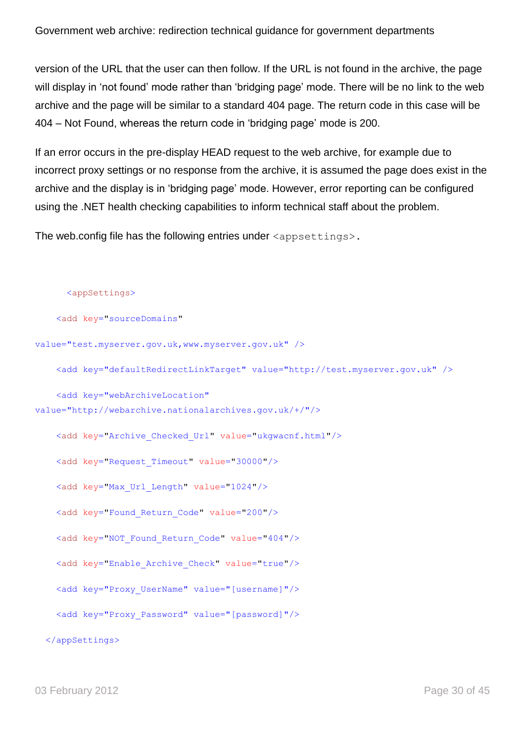version of the URL that the user can then follow. If the URL is not found in the archive, the page will display in 'not found' mode rather than 'bridging page' mode. There will be no link to the web archive and the page will be similar to a standard 404 page. The return code in this case will be 404 – Not Found, whereas the return code in 'bridging page' mode is 200.

If an error occurs in the pre-display HEAD request to the web archive, for example due to incorrect proxy settings or no response from the archive, it is assumed the page does exist in the archive and the display is in 'bridging page' mode. However, error reporting can be configured using the .NET health checking capabilities to inform technical staff about the problem.

The web.config file has the following entries under `<appsettings>`.

```
    <appSettings>
    <add key="sourceDomains"
value="test.myserver.gov.uk,www.myserver.gov.uk" />
    <add key="defaultRedirectLinkTarget" value="http://test.myserver.gov.uk" />
    <add key="webArchiveLocation"
value="http://webarchive.nationalarchives.gov.uk/+/"/>
    <add key="Archive_Checked_Url" value="ukgwacnf.html"/>
    <add key="Request_Timeout" value="30000"/>
    <add key="Max_Url_Length" value="1024"/>
    <add key="Found_Return_Code" value="200"/>
    <add key="NOT_Found_Return_Code" value="404"/>
    <add key="Enable_Archive_Check" value="true"/>
    <add key="Proxy_UserName" value="[username]"/>
    <add key="Proxy_Password" value="[password]"/>
  </appSettings>
```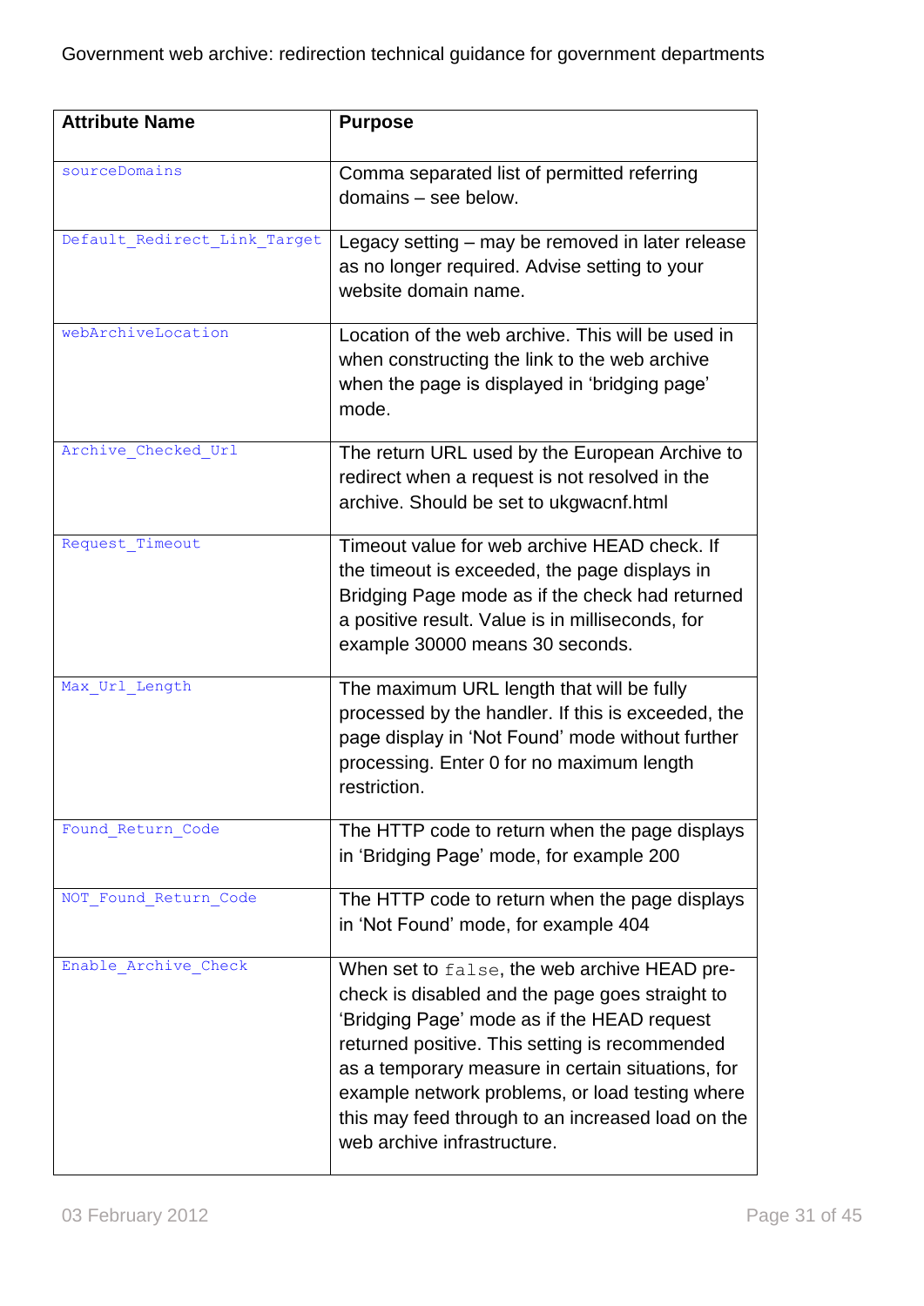| Attribute Name | Purpose |
|---|---|
| `sourceDomains` | Comma separated list of permitted referring domains – see below. |
| `Default_Redirect_Link_Target` | Legacy setting – may be removed in later release as no longer required. Advise setting to your website domain name. |
| `webArchiveLocation` | Location of the web archive. This will be used in when constructing the link to the web archive when the page is displayed in 'bridging page' mode. |
| `Archive_Checked_Url` | The return URL used by the European Archive to redirect when a request is not resolved in the archive. Should be set to ukgwacnf.html |
| `Request_Timeout` | Timeout value for web archive HEAD check. If the timeout is exceeded, the page displays in Bridging Page mode as if the check had returned a positive result. Value is in milliseconds, for example 30000 means 30 seconds. |
| `Max_Url_Length` | The maximum URL length that will be fully processed by the handler. If this is exceeded, the page display in 'Not Found' mode without further processing. Enter 0 for no maximum length restriction. |
| `Found_Return_Code` | The HTTP code to return when the page displays in 'Bridging Page' mode, for example 200 |
| `NOT_Found_Return_Code` | The HTTP code to return when the page displays in 'Not Found' mode, for example 404 |
| `Enable_Archive_Check` | When set to `false`, the web archive HEAD pre-check is disabled and the page goes straight to 'Bridging Page' mode as if the HEAD request returned positive. This setting is recommended as a temporary measure in certain situations, for example network problems, or load testing where this may feed through to an increased load on the web archive infrastructure. |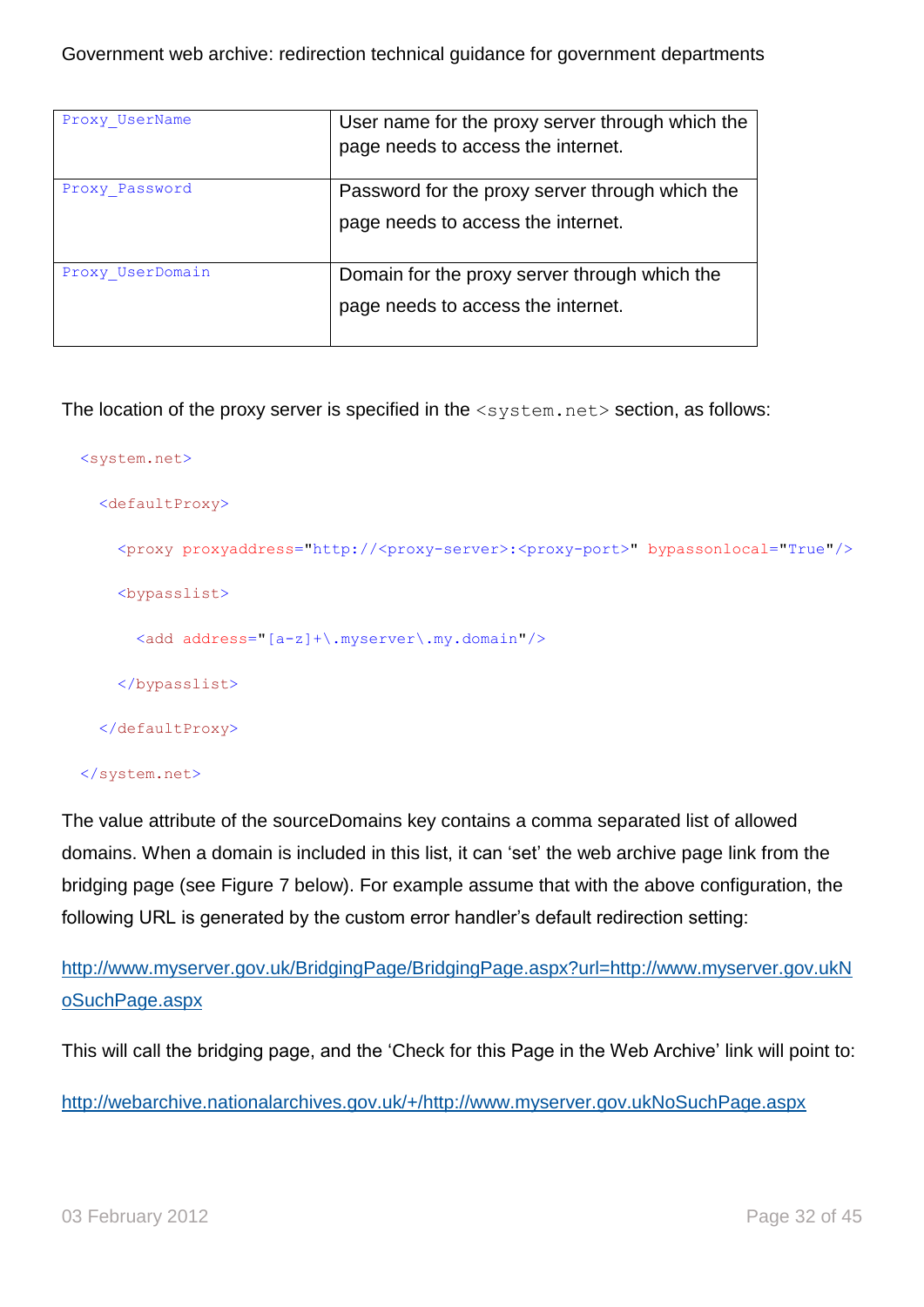| Proxy_UserName | User name for the proxy server through which the page needs to access the internet. |
|---|---|
| Proxy_Password | Password for the proxy server through which the page needs to access the internet. |
| Proxy_UserDomain | Domain for the proxy server through which the page needs to access the internet. |

The location of the proxy server is specified in the `<system.net>` section, as follows:

```
<system.net>
  <defaultProxy>
    <proxy proxyaddress="http://<proxy-server>:<proxy-port>" bypassonlocal="True"/>
    <bypasslist>
      <add address="[a-z]+\.myserver\.my.domain"/>
    </bypasslist>
  </defaultProxy>
</system.net>
```

The value attribute of the sourceDomains key contains a comma separated list of allowed domains. When a domain is included in this list, it can 'set' the web archive page link from the bridging page (see Figure 7 below). For example assume that with the above configuration, the following URL is generated by the custom error handler's default redirection setting:

http://www.myserver.gov.uk/BridgingPage/BridgingPage.aspx?url=http://www.myserver.gov.ukNoSuchPage.aspx

This will call the bridging page, and the 'Check for this Page in the Web Archive' link will point to:

http://webarchive.nationalarchives.gov.uk/+/http://www.myserver.gov.ukNoSuchPage.aspx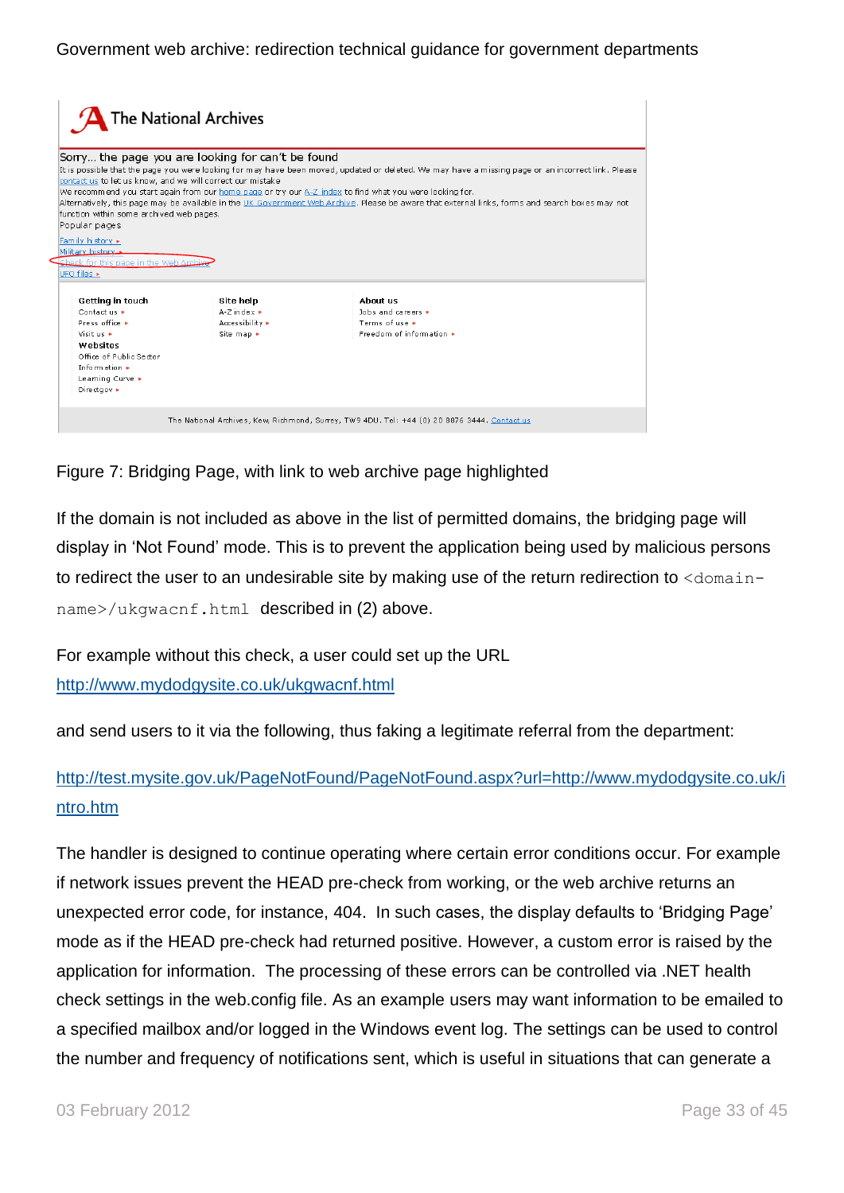The National Archives

Sorry... the page you are looking for can't be found

It is possible that the page you were looking for may have been moved, updated or deleted. We may have a missing page or an incorrect link. Please contact us to let us know, and we will correct our mistake

We recommend you start again from our home page or try our A-Z index to find what you were looking for.

Alternatively, this page may be available in the UK Government Web Archive. Please be aware that external links, forms and search boxes may not function within some archived web pages.

Popular pages

- Family history
- Military history
- Check for this page in the Web Archive
- UFO files

**Getting in touch**
- Contact us
- Press office
- Visit us

**Websites**
- Office of Public Sector Information
- Learning Curve
- Directgov

**Site help**
- A-Z index
- Accessibility
- Site map

**About us**
- Jobs and careers
- Terms of use
- Freedom of information

The National Archives, Kew, Richmond, Surrey, TW9 4DU. Tel: +44 (0) 20 8876 3444. Contact us

Figure 7: Bridging Page, with link to web archive page highlighted

If the domain is not included as above in the list of permitted domains, the bridging page will display in 'Not Found' mode. This is to prevent the application being used by malicious persons to redirect the user to an undesirable site by making use of the return redirection to `<domain-name>/ukgwacnf.html` described in (2) above.

For example without this check, a user could set up the URL http://www.mydodgysite.co.uk/ukgwacnf.html

and send users to it via the following, thus faking a legitimate referral from the department:

http://test.mysite.gov.uk/PageNotFound/PageNotFound.aspx?url=http://www.mydodgysite.co.uk/intro.htm

The handler is designed to continue operating where certain error conditions occur. For example if network issues prevent the HEAD pre-check from working, or the web archive returns an unexpected error code, for instance, 404. In such cases, the display defaults to 'Bridging Page' mode as if the HEAD pre-check had returned positive. However, a custom error is raised by the application for information. The processing of these errors can be controlled via .NET health check settings in the web.config file. As an example users may want information to be emailed to a specified mailbox and/or logged in the Windows event log. The settings can be used to control the number and frequency of notifications sent, which is useful in situations that can generate a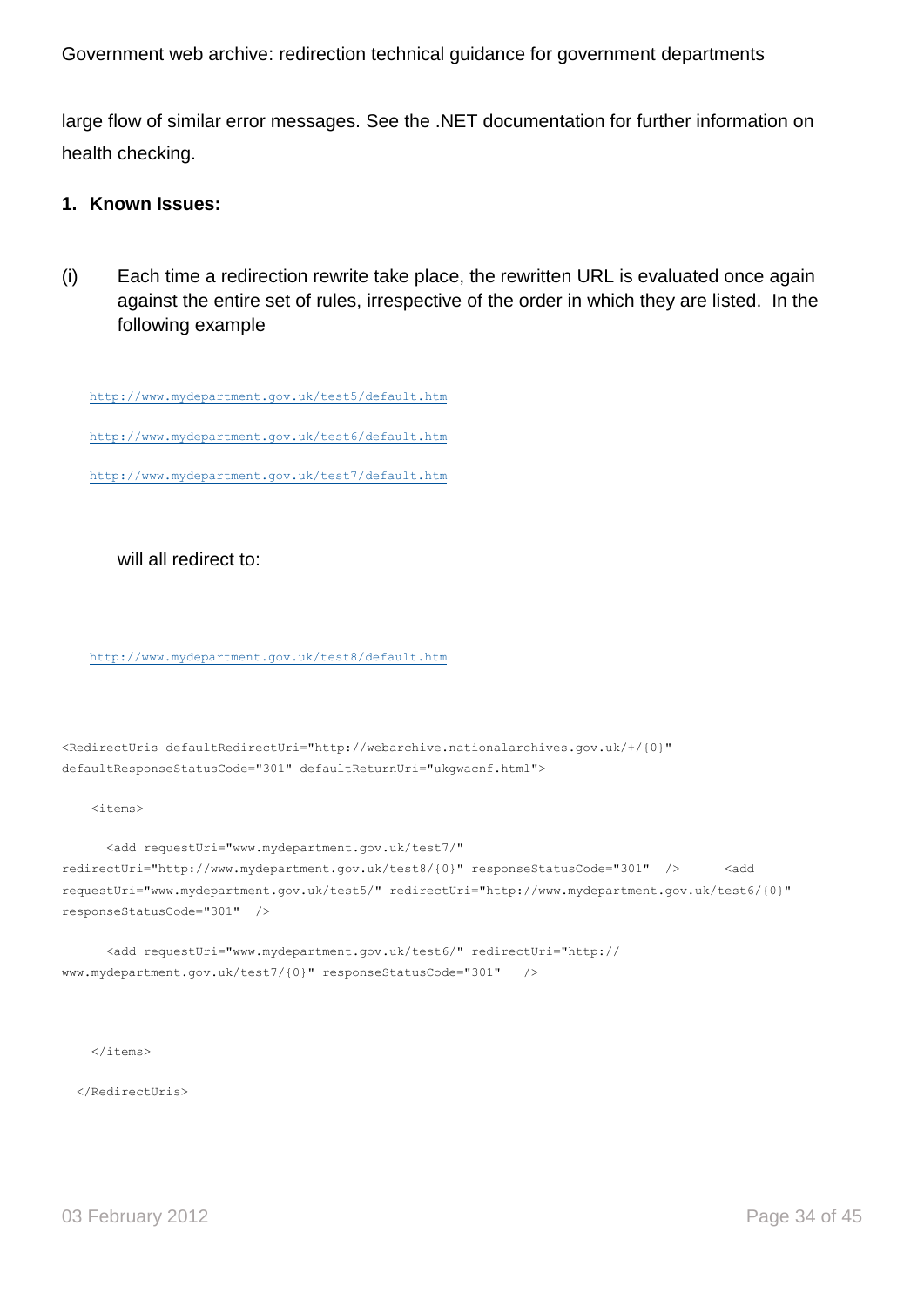large flow of similar error messages. See the .NET documentation for further information on health checking.

**1. Known Issues:**

(i) Each time a redirection rewrite take place, the rewritten URL is evaluated once again against the entire set of rules, irrespective of the order in which they are listed. In the following example

http://www.mydepartment.gov.uk/test5/default.htm

http://www.mydepartment.gov.uk/test6/default.htm

http://www.mydepartment.gov.uk/test7/default.htm

will all redirect to:

http://www.mydepartment.gov.uk/test8/default.htm

```
<RedirectUris defaultRedirectUri="http://webarchive.nationalarchives.gov.uk/+/{0}"
defaultResponseStatusCode="301" defaultReturnUri="ukgwacnf.html">

    <items>

      <add requestUri="www.mydepartment.gov.uk/test7/"
redirectUri="http://www.mydepartment.gov.uk/test8/{0}" responseStatusCode="301"  />      <add
requestUri="www.mydepartment.gov.uk/test5/" redirectUri="http://www.mydepartment.gov.uk/test6/{0}"
responseStatusCode="301"  />

      <add requestUri="www.mydepartment.gov.uk/test6/" redirectUri="http://
www.mydepartment.gov.uk/test7/{0}" responseStatusCode="301"   />

    </items>

  </RedirectUris>
```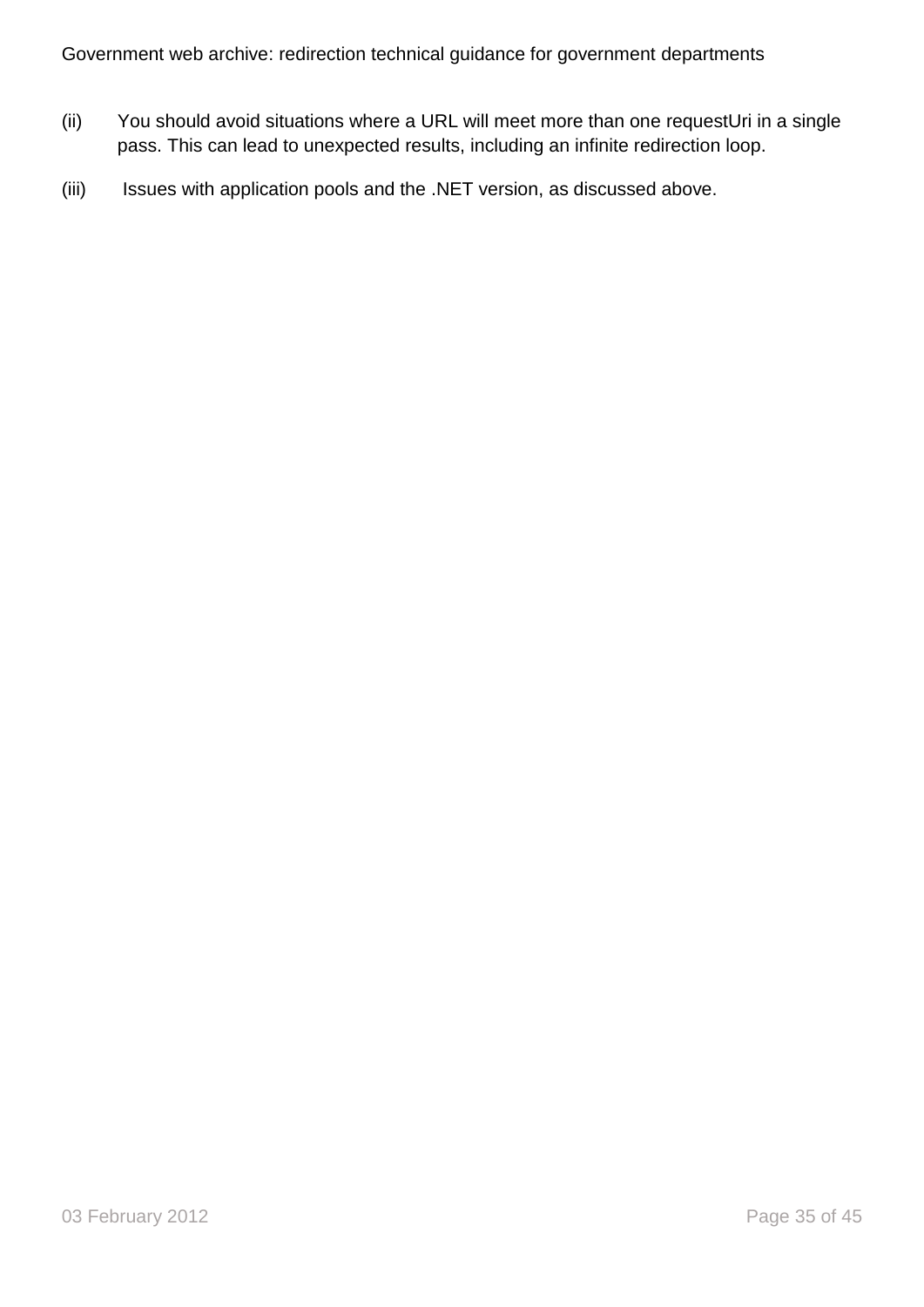(ii) You should avoid situations where a URL will meet more than one requestUri in a single pass. This can lead to unexpected results, including an infinite redirection loop.

(iii) Issues with application pools and the .NET version, as discussed above.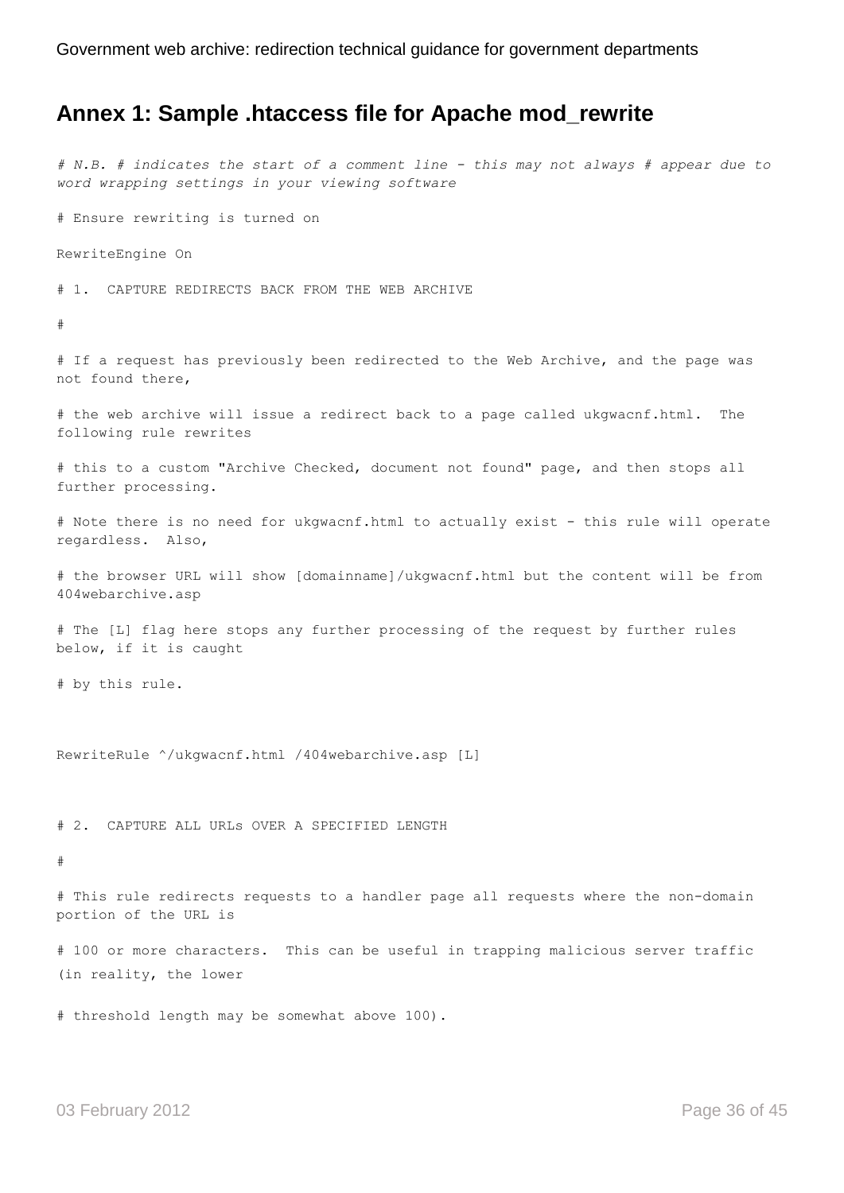## Annex 1: Sample .htaccess file for Apache mod_rewrite

```
# N.B. # indicates the start of a comment line - this may not always # appear due to word wrapping settings in your viewing software

# Ensure rewriting is turned on

RewriteEngine On

# 1.  CAPTURE REDIRECTS BACK FROM THE WEB ARCHIVE

#

# If a request has previously been redirected to the Web Archive, and the page was not found there,

# the web archive will issue a redirect back to a page called ukgwacnf.html.  The following rule rewrites

# this to a custom "Archive Checked, document not found" page, and then stops all further processing.

# Note there is no need for ukgwacnf.html to actually exist - this rule will operate regardless.  Also,

# the browser URL will show [domainname]/ukgwacnf.html but the content will be from 404webarchive.asp

# The [L] flag here stops any further processing of the request by further rules below, if it is caught

# by this rule.



RewriteRule ^/ukgwacnf.html /404webarchive.asp [L]



# 2.  CAPTURE ALL URLs OVER A SPECIFIED LENGTH

#

# This rule redirects requests to a handler page all requests where the non-domain portion of the URL is

# 100 or more characters.  This can be useful in trapping malicious server traffic (in reality, the lower

# threshold length may be somewhat above 100).
```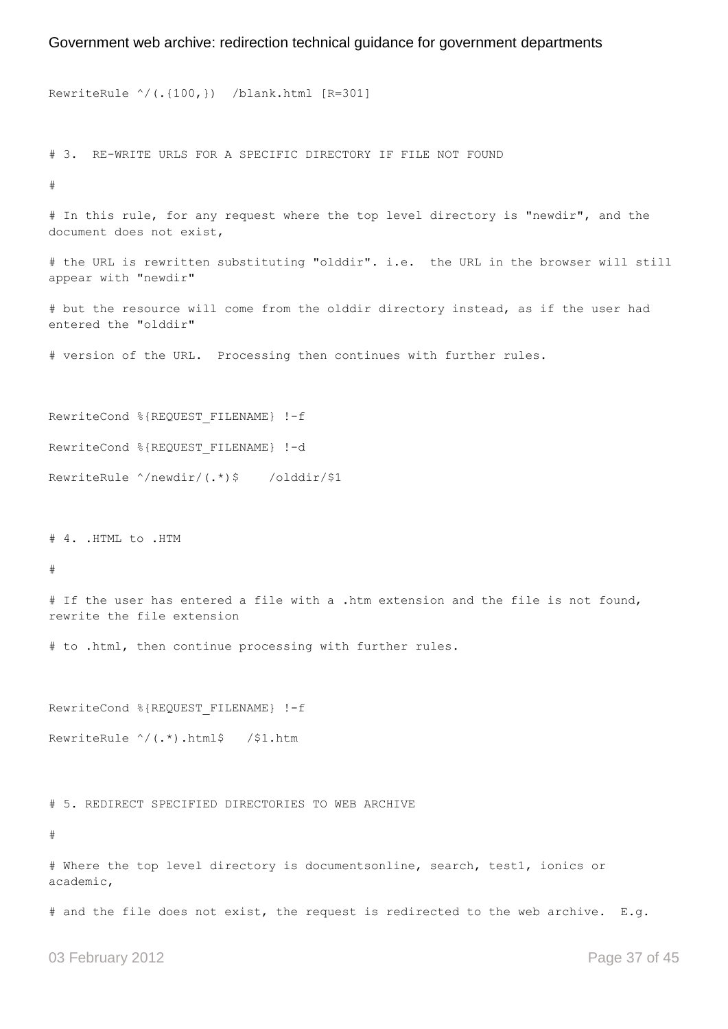```
RewriteRule ^/(.{100,})  /blank.html [R=301]


# 3.  RE-WRITE URLS FOR A SPECIFIC DIRECTORY IF FILE NOT FOUND

#

# In this rule, for any request where the top level directory is "newdir", and the document does not exist,

# the URL is rewritten substituting "olddir". i.e.  the URL in the browser will still appear with "newdir"

# but the resource will come from the olddir directory instead, as if the user had entered the "olddir"

# version of the URL.  Processing then continues with further rules.


RewriteCond %{REQUEST_FILENAME} !-f

RewriteCond %{REQUEST_FILENAME} !-d

RewriteRule ^/newdir/(.*)$    /olddir/$1


# 4. .HTML to .HTM

#

# If the user has entered a file with a .htm extension and the file is not found, rewrite the file extension

# to .html, then continue processing with further rules.


RewriteCond %{REQUEST_FILENAME} !-f

RewriteRule ^/(.*).html$   /$1.htm


# 5. REDIRECT SPECIFIED DIRECTORIES TO WEB ARCHIVE

#

# Where the top level directory is documentsonline, search, test1, ionics or academic,

# and the file does not exist, the request is redirected to the web archive.  E.g.
```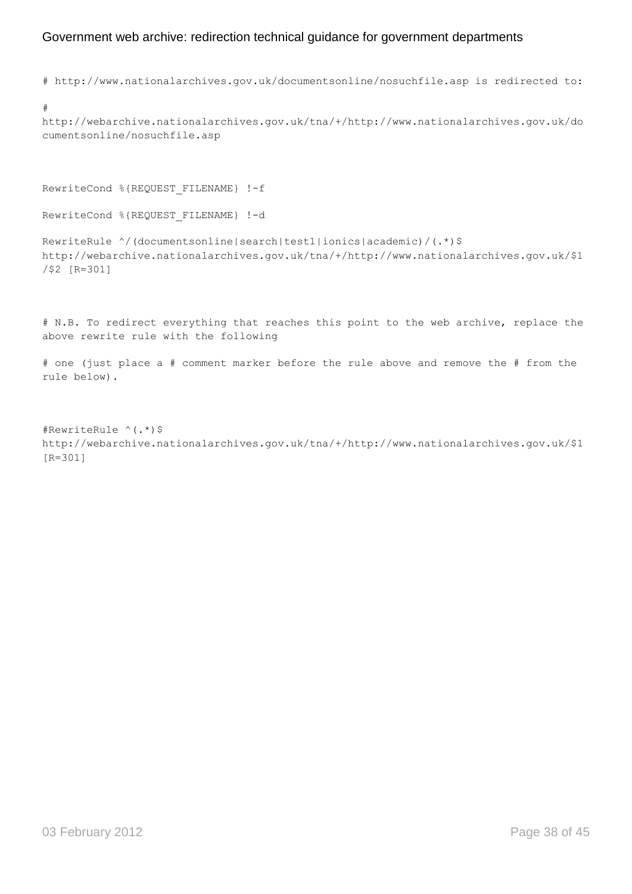```
# http://www.nationalarchives.gov.uk/documentsonline/nosuchfile.asp is redirected to:

# http://webarchive.nationalarchives.gov.uk/tna/+/http://www.nationalarchives.gov.uk/documentsonline/nosuchfile.asp



RewriteCond %{REQUEST_FILENAME} !-f

RewriteCond %{REQUEST_FILENAME} !-d

RewriteRule ^/(documentsonline|search|test1|ionics|academic)/(.*)$ http://webarchive.nationalarchives.gov.uk/tna/+/http://www.nationalarchives.gov.uk/$1/$2 [R=301]



# N.B. To redirect everything that reaches this point to the web archive, replace the above rewrite rule with the following

# one (just place a # comment marker before the rule above and remove the # from the rule below).



#RewriteRule ^(.*)$ http://webarchive.nationalarchives.gov.uk/tna/+/http://www.nationalarchives.gov.uk/$1 [R=301]
```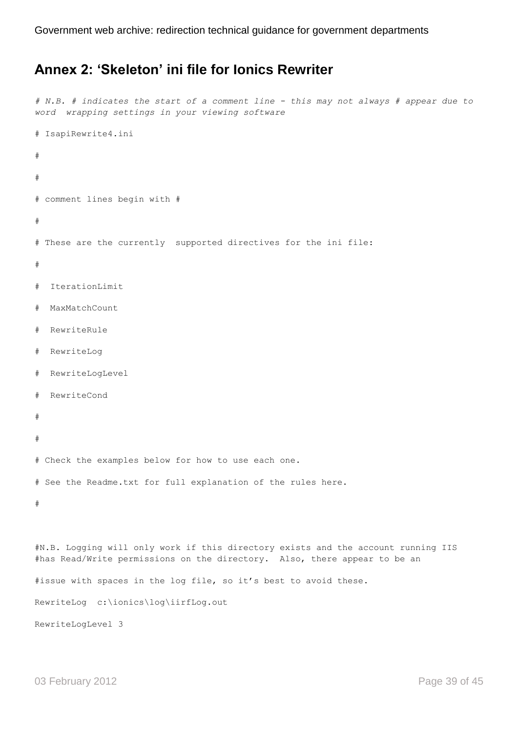## Annex 2: 'Skeleton' ini file for Ionics Rewriter

```
# N.B. # indicates the start of a comment line - this may not always # appear due to word  wrapping settings in your viewing software

# IsapiRewrite4.ini

#

#

# comment lines begin with #

#

# These are the currently  supported directives for the ini file:

#

#  IterationLimit

#  MaxMatchCount

#  RewriteRule

#  RewriteLog

#  RewriteLogLevel

#  RewriteCond

#

#

# Check the examples below for how to use each one.

# See the Readme.txt for full explanation of the rules here.

#


#N.B. Logging will only work if this directory exists and the account running IIS
#has Read/Write permissions on the directory.  Also, there appear to be an

#issue with spaces in the log file, so it's best to avoid these.

RewriteLog  c:\ionics\log\iirfLog.out

RewriteLogLevel 3
```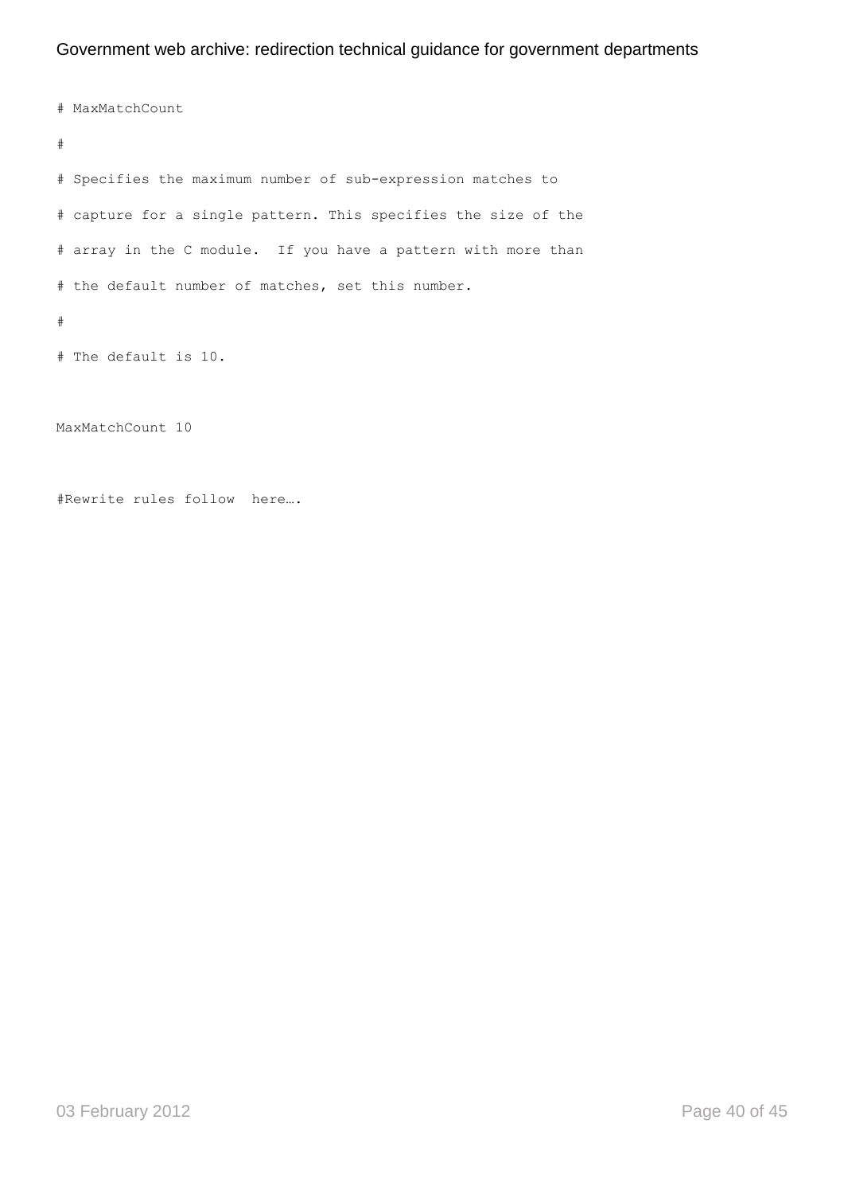```
# MaxMatchCount

#

# Specifies the maximum number of sub-expression matches to

# capture for a single pattern. This specifies the size of the

# array in the C module.  If you have a pattern with more than

# the default number of matches, set this number.

#

# The default is 10.


MaxMatchCount 10


#Rewrite rules follow  here….
```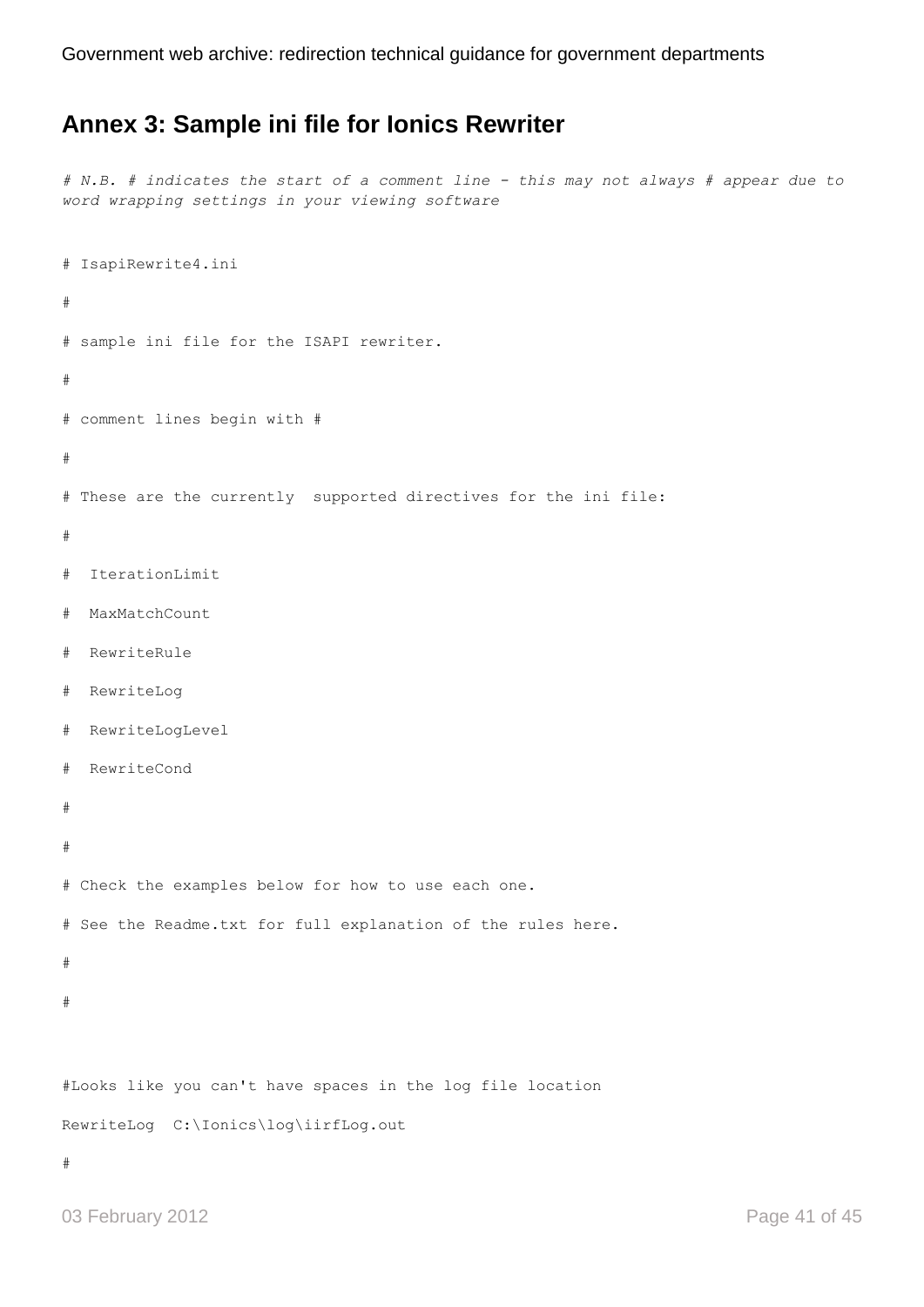## Annex 3: Sample ini file for Ionics Rewriter

*# N.B. # indicates the start of a comment line - this may not always # appear due to word wrapping settings in your viewing software*

```
# IsapiRewrite4.ini

#

# sample ini file for the ISAPI rewriter.

#

# comment lines begin with #

#

# These are the currently  supported directives for the ini file:

#

#  IterationLimit

#  MaxMatchCount

#  RewriteRule

#  RewriteLog

#  RewriteLogLevel

#  RewriteCond

#

#

# Check the examples below for how to use each one.

# See the Readme.txt for full explanation of the rules here.

#

#


#Looks like you can't have spaces in the log file location

RewriteLog  C:\Ionics\log\iirfLog.out

#
```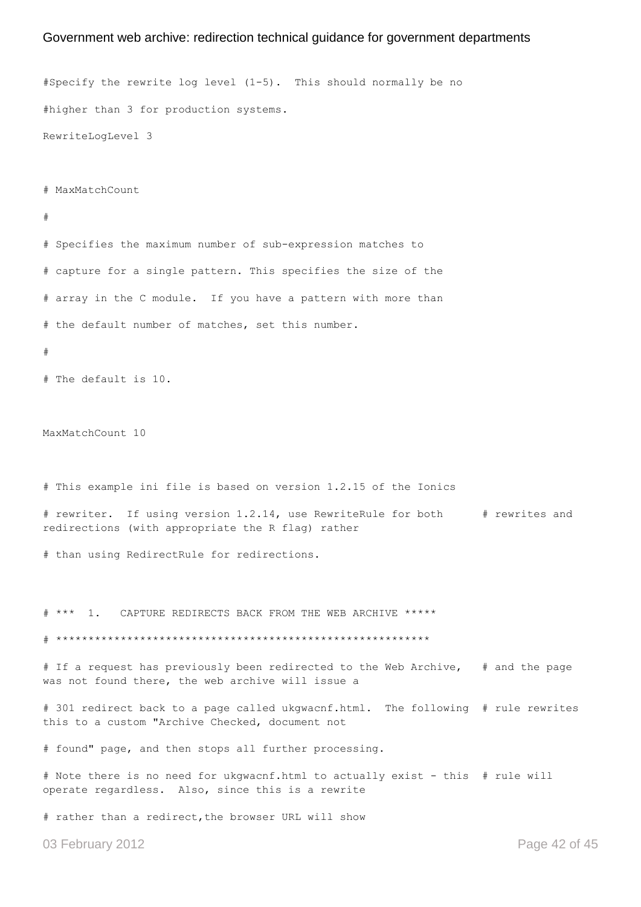```
#Specify the rewrite log level (1-5).  This should normally be no

#higher than 3 for production systems.

RewriteLogLevel 3


# MaxMatchCount

#

# Specifies the maximum number of sub-expression matches to

# capture for a single pattern. This specifies the size of the

# array in the C module.  If you have a pattern with more than

# the default number of matches, set this number.

#

# The default is 10.


MaxMatchCount 10


# This example ini file is based on version 1.2.15 of the Ionics

# rewriter.  If using version 1.2.14, use RewriteRule for both      # rewrites and redirections (with appropriate the R flag) rather

# than using RedirectRule for redirections.


# ***  1.   CAPTURE REDIRECTS BACK FROM THE WEB ARCHIVE *****

# *********************************************************

# If a request has previously been redirected to the Web Archive,   # and the page was not found there, the web archive will issue a

# 301 redirect back to a page called ukgwacnf.html.  The following  # rule rewrites this to a custom "Archive Checked, document not

# found" page, and then stops all further processing.

# Note there is no need for ukgwacnf.html to actually exist - this  # rule will operate regardless.  Also, since this is a rewrite

# rather than a redirect,the browser URL will show
```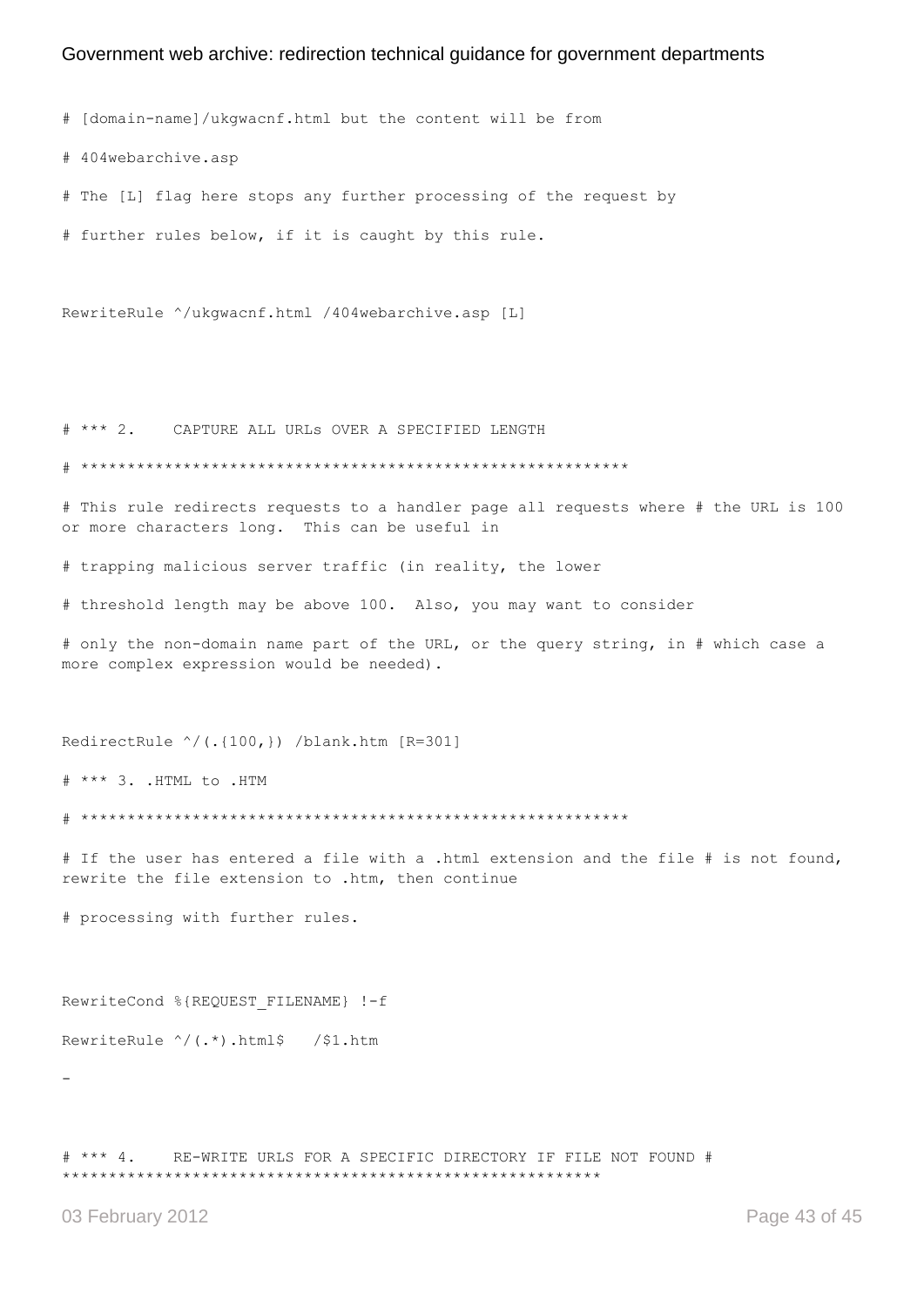```
# [domain-name]/ukgwacnf.html but the content will be from

# 404webarchive.asp

# The [L] flag here stops any further processing of the request by

# further rules below, if it is caught by this rule.


RewriteRule ^/ukgwacnf.html /404webarchive.asp [L]



# *** 2.    CAPTURE ALL URLs OVER A SPECIFIED LENGTH

# ***********************************************************

# This rule redirects requests to a handler page all requests where # the URL is 100 or more characters long.  This can be useful in

# trapping malicious server traffic (in reality, the lower

# threshold length may be above 100.  Also, you may want to consider

# only the non-domain name part of the URL, or the query string, in # which case a more complex expression would be needed).


RedirectRule ^/(.{100,}) /blank.htm [R=301]

# *** 3. .HTML to .HTM

# ***********************************************************

# If the user has entered a file with a .html extension and the file # is not found, rewrite the file extension to .htm, then continue

# processing with further rules.


RewriteCond %{REQUEST_FILENAME} !-f

RewriteRule ^/(.*).html$   /$1.htm

-


# *** 4.    RE-WRITE URLS FOR A SPECIFIC DIRECTORY IF FILE NOT FOUND #
*********************************************************
```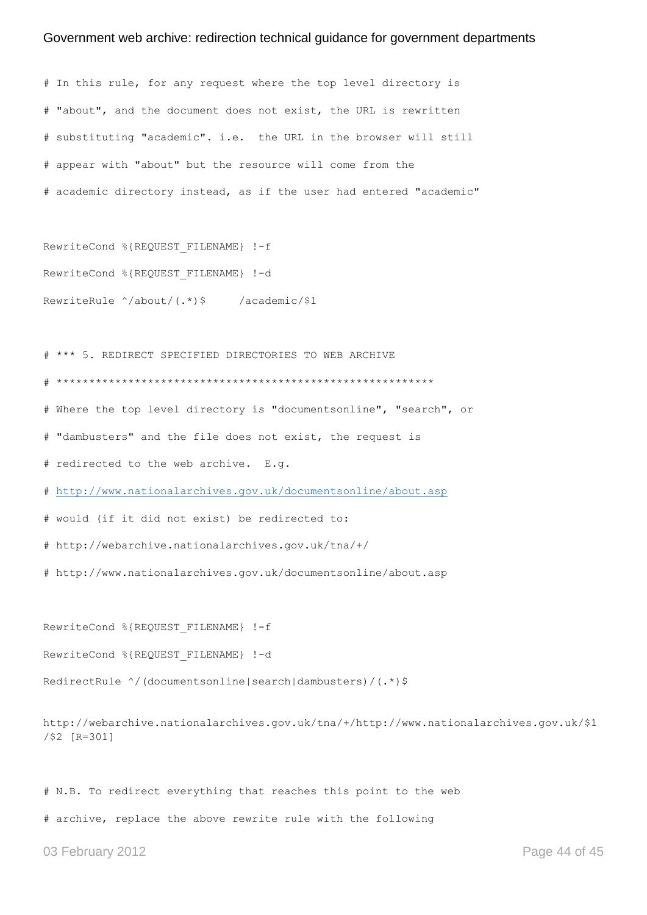```
# In this rule, for any request where the top level directory is
# "about", and the document does not exist, the URL is rewritten
# substituting "academic". i.e.  the URL in the browser will still
# appear with "about" but the resource will come from the
# academic directory instead, as if the user had entered "academic"

RewriteCond %{REQUEST_FILENAME} !-f
RewriteCond %{REQUEST_FILENAME} !-d
RewriteRule ^/about/(.*)$     /academic/$1

# *** 5. REDIRECT SPECIFIED DIRECTORIES TO WEB ARCHIVE
# *********************************************************
# Where the top level directory is "documentsonline", "search", or
# "dambusters" and the file does not exist, the request is
# redirected to the web archive.  E.g.
# http://www.nationalarchives.gov.uk/documentsonline/about.asp
# would (if it did not exist) be redirected to:
# http://webarchive.nationalarchives.gov.uk/tna/+/
# http://www.nationalarchives.gov.uk/documentsonline/about.asp

RewriteCond %{REQUEST_FILENAME} !-f
RewriteCond %{REQUEST_FILENAME} !-d
RedirectRule ^/(documentsonline|search|dambusters)/(.*)$

http://webarchive.nationalarchives.gov.uk/tna/+/http://www.nationalarchives.gov.uk/$1
/$2 [R=301]

# N.B. To redirect everything that reaches this point to the web
# archive, replace the above rewrite rule with the following
```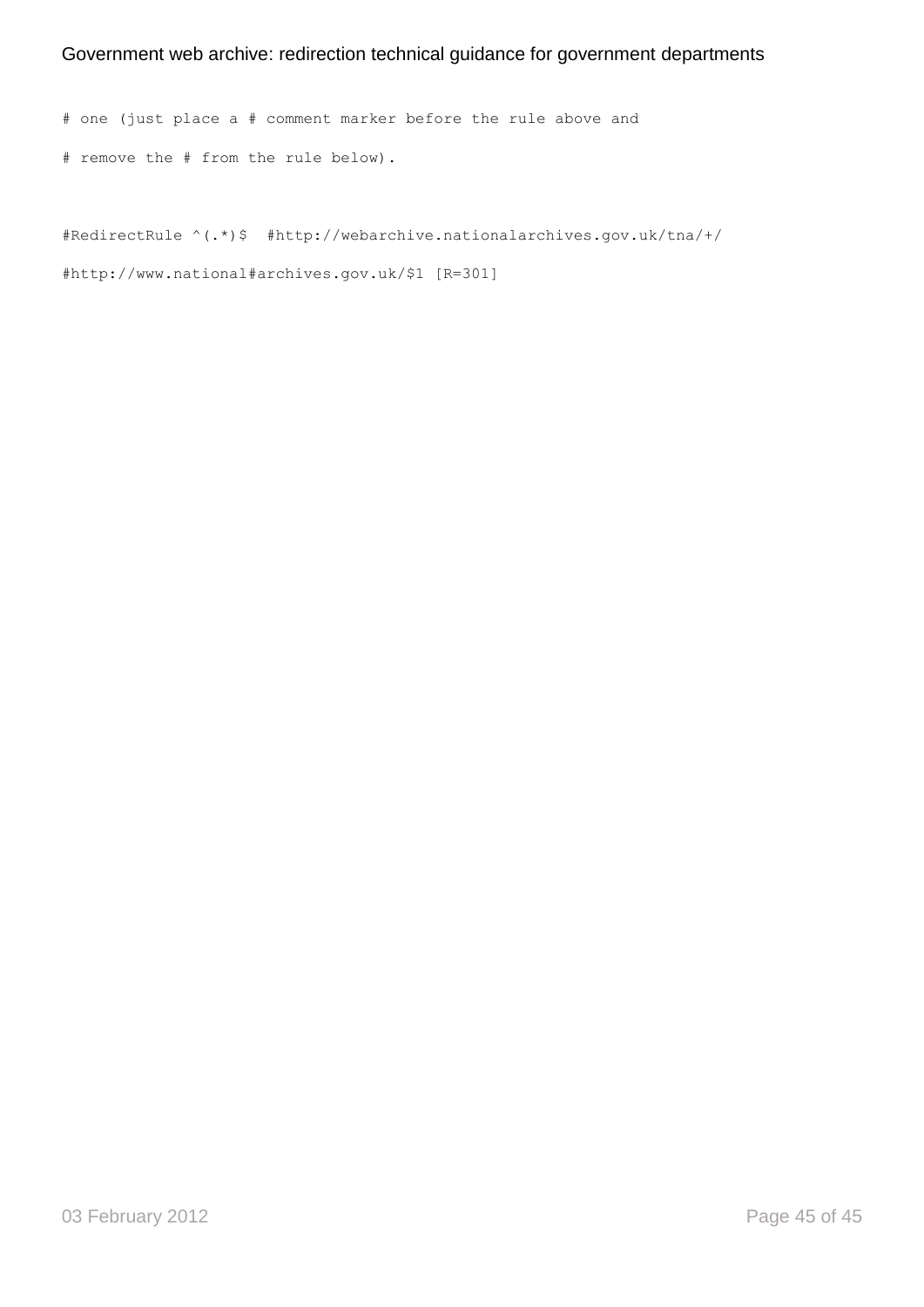```
# one (just place a # comment marker before the rule above and

# remove the # from the rule below).


#RedirectRule ^(.*)$  #http://webarchive.nationalarchives.gov.uk/tna/+/

#http://www.national#archives.gov.uk/$1 [R=301]
```